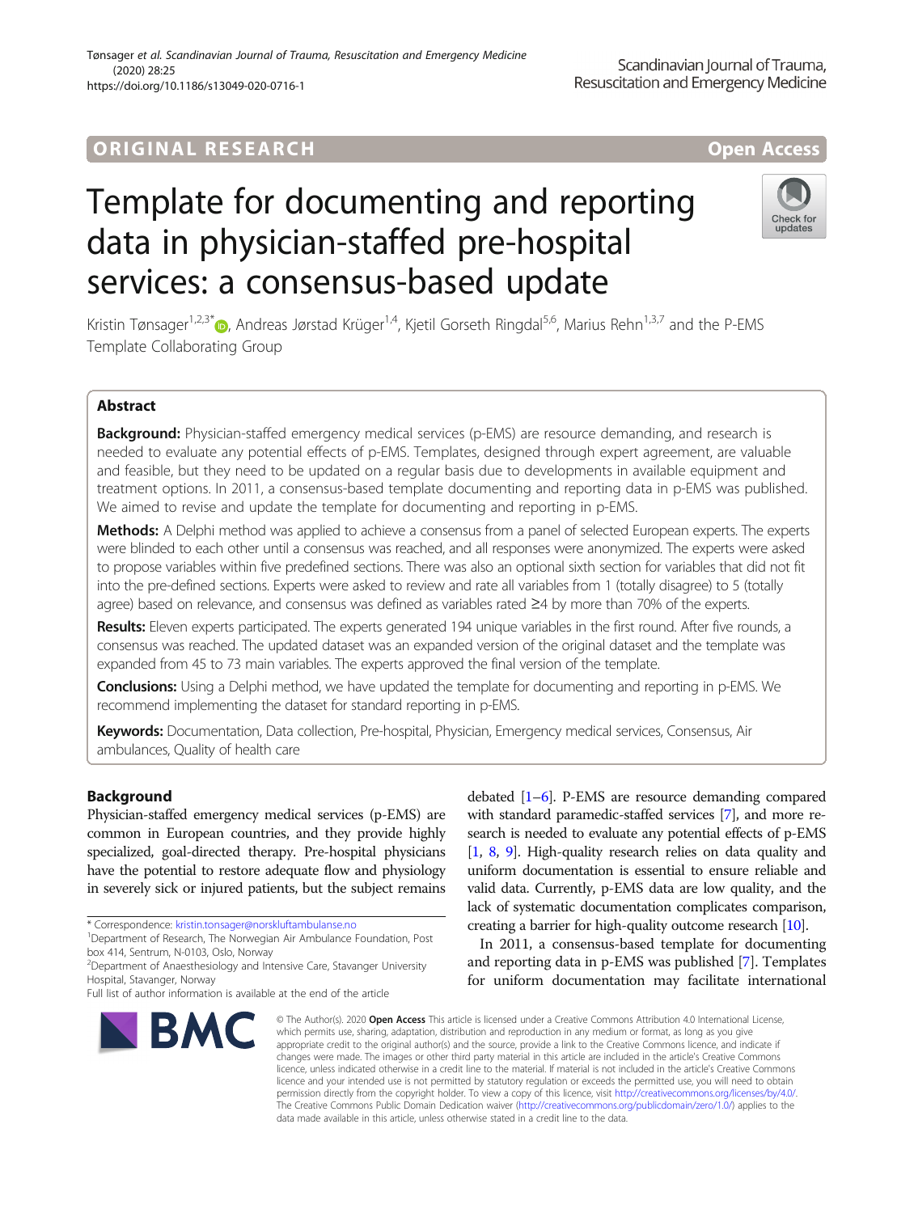ORIGINAL RESEARCH

Open Access

# Template for documenting and reporting data in physician-staffed pre-hospital services: a consensus-based update

Kristin Tønsager[1,2,3*], Andreas Jørstad Krüger[1,4], Kjetil Gorseth Ringdal[5,6], Marius Rehn[1,3,7] and the P-EMS Template Collaborating Group

## Abstract

**Background:** Physician-staffed emergency medical services (p-EMS) are resource demanding, and research is needed to evaluate any potential effects of p-EMS. Templates, designed through expert agreement, are valuable and feasible, but they need to be updated on a regular basis due to developments in available equipment and treatment options. In 2011, a consensus-based template documenting and reporting data in p-EMS was published. We aimed to revise and update the template for documenting and reporting in p-EMS.

**Methods:** A Delphi method was applied to achieve a consensus from a panel of selected European experts. The experts were blinded to each other until a consensus was reached, and all responses were anonymized. The experts were asked to propose variables within five predefined sections. There was also an optional sixth section for variables that did not fit into the pre-defined sections. Experts were asked to review and rate all variables from 1 (totally disagree) to 5 (totally agree) based on relevance, and consensus was defined as variables rated ≥4 by more than 70% of the experts.

**Results:** Eleven experts participated. The experts generated 194 unique variables in the first round. After five rounds, a consensus was reached. The updated dataset was an expanded version of the original dataset and the template was expanded from 45 to 73 main variables. The experts approved the final version of the template.

**Conclusions:** Using a Delphi method, we have updated the template for documenting and reporting in p-EMS. We recommend implementing the dataset for standard reporting in p-EMS.

**Keywords:** Documentation, Data collection, Pre-hospital, Physician, Emergency medical services, Consensus, Air ambulances, Quality of health care

## Background

Physician-staffed emergency medical services (p-EMS) are common in European countries, and they provide highly specialized, goal-directed therapy. Pre-hospital physicians have the potential to restore adequate flow and physiology in severely sick or injured patients, but the subject remains debated [1–6]. P-EMS are resource demanding compared with standard paramedic-staffed services [7], and more research is needed to evaluate any potential effects of p-EMS [1, 8, 9]. High-quality research relies on data quality and uniform documentation is essential to ensure reliable and valid data. Currently, p-EMS data are low quality, and the lack of systematic documentation complicates comparison, creating a barrier for high-quality outcome research [10].

In 2011, a consensus-based template for documenting and reporting data in p-EMS was published [7]. Templates for uniform documentation may facilitate international

* Correspondence: kristin.tonsager@norskluftambulanse.no
[1]Department of Research, The Norwegian Air Ambulance Foundation, Post box 414, Sentrum, N-0103, Oslo, Norway
[2]Department of Anaesthesiology and Intensive Care, Stavanger University Hospital, Stavanger, Norway
Full list of author information is available at the end of the article

© The Author(s). 2020 **Open Access** This article is licensed under a Creative Commons Attribution 4.0 International License, which permits use, sharing, adaptation, distribution and reproduction in any medium or format, as long as you give appropriate credit to the original author(s) and the source, provide a link to the Creative Commons licence, and indicate if changes were made. The images or other third party material in this article are included in the article's Creative Commons licence, unless indicated otherwise in a credit line to the material. If material is not included in the article's Creative Commons licence and your intended use is not permitted by statutory regulation or exceeds the permitted use, you will need to obtain permission directly from the copyright holder. To view a copy of this licence, visit http://creativecommons.org/licenses/by/4.0/. The Creative Commons Public Domain Dedication waiver (http://creativecommons.org/publicdomain/zero/1.0/) applies to the data made available in this article, unless otherwise stated in a credit line to the data.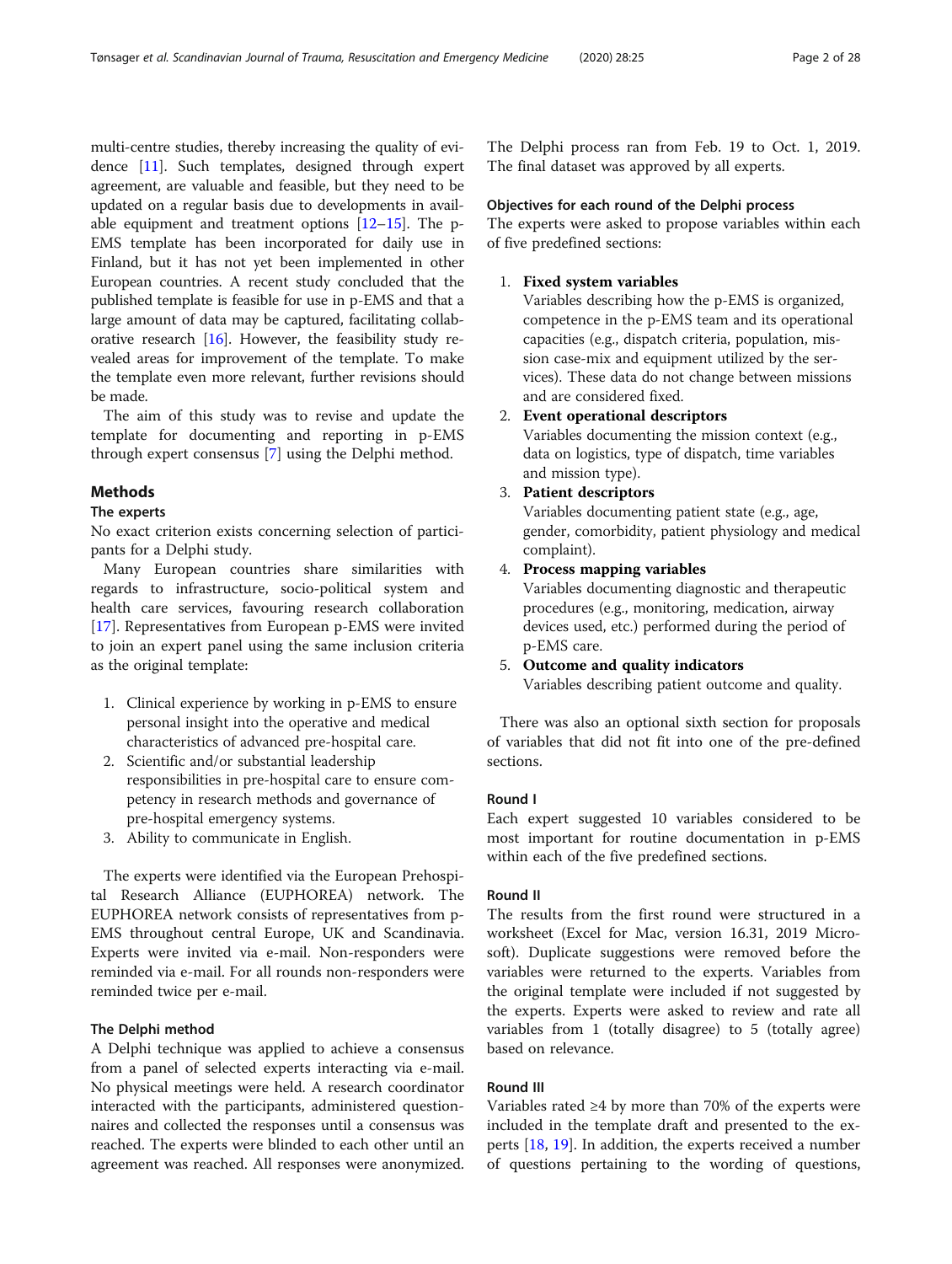multi-centre studies, thereby increasing the quality of evidence [11]. Such templates, designed through expert agreement, are valuable and feasible, but they need to be updated on a regular basis due to developments in available equipment and treatment options [12–15]. The p-EMS template has been incorporated for daily use in Finland, but it has not yet been implemented in other European countries. A recent study concluded that the published template is feasible for use in p-EMS and that a large amount of data may be captured, facilitating collaborative research [16]. However, the feasibility study revealed areas for improvement of the template. To make the template even more relevant, further revisions should be made.

The aim of this study was to revise and update the template for documenting and reporting in p-EMS through expert consensus [7] using the Delphi method.

## Methods

### The experts

No exact criterion exists concerning selection of participants for a Delphi study.

Many European countries share similarities with regards to infrastructure, socio-political system and health care services, favouring research collaboration [17]. Representatives from European p-EMS were invited to join an expert panel using the same inclusion criteria as the original template:

1. Clinical experience by working in p-EMS to ensure personal insight into the operative and medical characteristics of advanced pre-hospital care.
2. Scientific and/or substantial leadership responsibilities in pre-hospital care to ensure competency in research methods and governance of pre-hospital emergency systems.
3. Ability to communicate in English.

The experts were identified via the European Prehospital Research Alliance (EUPHOREA) network. The EUPHOREA network consists of representatives from p-EMS throughout central Europe, UK and Scandinavia. Experts were invited via e-mail. Non-responders were reminded via e-mail. For all rounds non-responders were reminded twice per e-mail.

### The Delphi method

A Delphi technique was applied to achieve a consensus from a panel of selected experts interacting via e-mail. No physical meetings were held. A research coordinator interacted with the participants, administered questionnaires and collected the responses until a consensus was reached. The experts were blinded to each other until an agreement was reached. All responses were anonymized. The Delphi process ran from Feb. 19 to Oct. 1, 2019. The final dataset was approved by all experts.

### Objectives for each round of the Delphi process

The experts were asked to propose variables within each of five predefined sections:

1. **Fixed system variables**
   Variables describing how the p-EMS is organized, competence in the p-EMS team and its operational capacities (e.g., dispatch criteria, population, mission case-mix and equipment utilized by the services). These data do not change between missions and are considered fixed.
2. **Event operational descriptors**
   Variables documenting the mission context (e.g., data on logistics, type of dispatch, time variables and mission type).
3. **Patient descriptors**
   Variables documenting patient state (e.g., age, gender, comorbidity, patient physiology and medical complaint).
4. **Process mapping variables**
   Variables documenting diagnostic and therapeutic procedures (e.g., monitoring, medication, airway devices used, etc.) performed during the period of p-EMS care.
5. **Outcome and quality indicators**
   Variables describing patient outcome and quality.

There was also an optional sixth section for proposals of variables that did not fit into one of the pre-defined sections.

### Round I

Each expert suggested 10 variables considered to be most important for routine documentation in p-EMS within each of the five predefined sections.

### Round II

The results from the first round were structured in a worksheet (Excel for Mac, version 16.31, 2019 Microsoft). Duplicate suggestions were removed before the variables were returned to the experts. Variables from the original template were included if not suggested by the experts. Experts were asked to review and rate all variables from 1 (totally disagree) to 5 (totally agree) based on relevance.

### Round III

Variables rated ≥4 by more than 70% of the experts were included in the template draft and presented to the experts [18, 19]. In addition, the experts received a number of questions pertaining to the wording of questions,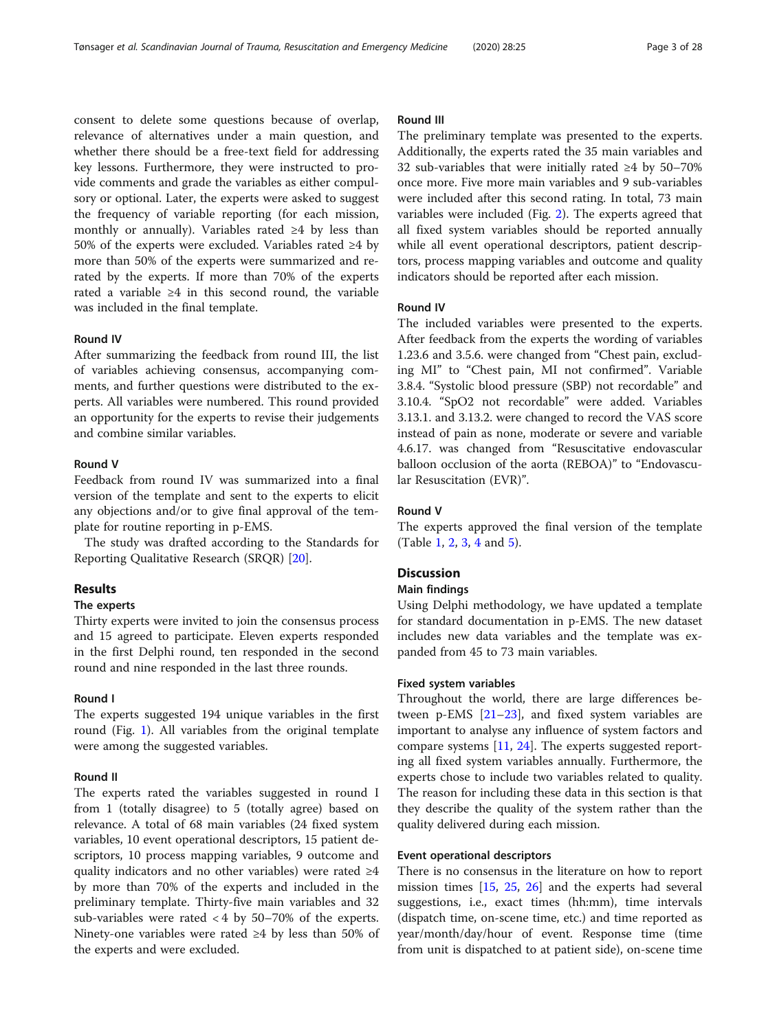consent to delete some questions because of overlap, relevance of alternatives under a main question, and whether there should be a free-text field for addressing key lessons. Furthermore, they were instructed to provide comments and grade the variables as either compulsory or optional. Later, the experts were asked to suggest the frequency of variable reporting (for each mission, monthly or annually). Variables rated ≥4 by less than 50% of the experts were excluded. Variables rated ≥4 by more than 50% of the experts were summarized and re-rated by the experts. If more than 70% of the experts rated a variable ≥4 in this second round, the variable was included in the final template.

### Round IV

After summarizing the feedback from round III, the list of variables achieving consensus, accompanying comments, and further questions were distributed to the experts. All variables were numbered. This round provided an opportunity for the experts to revise their judgements and combine similar variables.

### Round V

Feedback from round IV was summarized into a final version of the template and sent to the experts to elicit any objections and/or to give final approval of the template for routine reporting in p-EMS.

The study was drafted according to the Standards for Reporting Qualitative Research (SRQR) [20].

## Results

### The experts

Thirty experts were invited to join the consensus process and 15 agreed to participate. Eleven experts responded in the first Delphi round, ten responded in the second round and nine responded in the last three rounds.

### Round I

The experts suggested 194 unique variables in the first round (Fig. 1). All variables from the original template were among the suggested variables.

### Round II

The experts rated the variables suggested in round I from 1 (totally disagree) to 5 (totally agree) based on relevance. A total of 68 main variables (24 fixed system variables, 10 event operational descriptors, 15 patient descriptors, 10 process mapping variables, 9 outcome and quality indicators and no other variables) were rated ≥4 by more than 70% of the experts and included in the preliminary template. Thirty-five main variables and 32 sub-variables were rated < 4 by 50–70% of the experts. Ninety-one variables were rated ≥4 by less than 50% of the experts and were excluded.

### Round III

The preliminary template was presented to the experts. Additionally, the experts rated the 35 main variables and 32 sub-variables that were initially rated ≥4 by 50–70% once more. Five more main variables and 9 sub-variables were included after this second rating. In total, 73 main variables were included (Fig. 2). The experts agreed that all fixed system variables should be reported annually while all event operational descriptors, patient descriptors, process mapping variables and outcome and quality indicators should be reported after each mission.

### Round IV

The included variables were presented to the experts. After feedback from the experts the wording of variables 1.23.6 and 3.5.6. were changed from "Chest pain, excluding MI" to "Chest pain, MI not confirmed". Variable 3.8.4. "Systolic blood pressure (SBP) not recordable" and 3.10.4. "SpO2 not recordable" were added. Variables 3.13.1. and 3.13.2. were changed to record the VAS score instead of pain as none, moderate or severe and variable 4.6.17. was changed from "Resuscitative endovascular balloon occlusion of the aorta (REBOA)" to "Endovascular Resuscitation (EVR)".

### Round V

The experts approved the final version of the template (Table 1, 2, 3, 4 and 5).

## Discussion

### Main findings

Using Delphi methodology, we have updated a template for standard documentation in p-EMS. The new dataset includes new data variables and the template was expanded from 45 to 73 main variables.

### Fixed system variables

Throughout the world, there are large differences between p-EMS [21–23], and fixed system variables are important to analyse any influence of system factors and compare systems [11, 24]. The experts suggested reporting all fixed system variables annually. Furthermore, the experts chose to include two variables related to quality. The reason for including these data in this section is that they describe the quality of the system rather than the quality delivered during each mission.

### Event operational descriptors

There is no consensus in the literature on how to report mission times [15, 25, 26] and the experts had several suggestions, i.e., exact times (hh:mm), time intervals (dispatch time, on-scene time, etc.) and time reported as year/month/day/hour of event. Response time (time from unit is dispatched to at patient side), on-scene time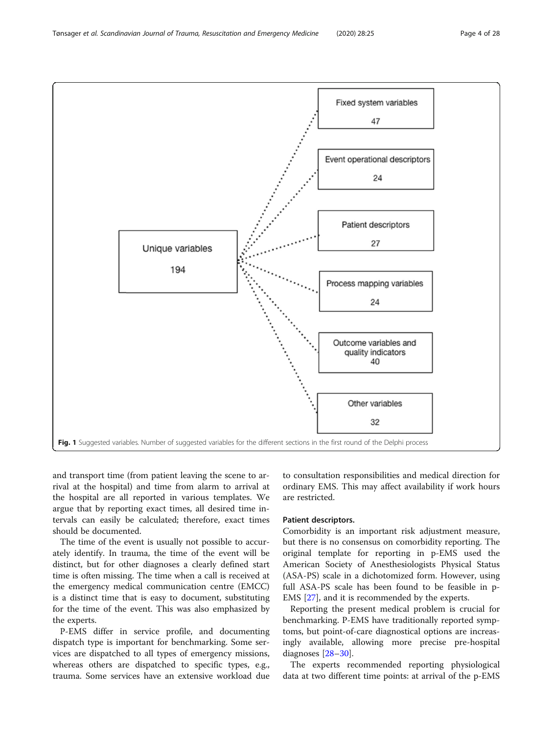Unique variables 194

- Fixed system variables 47
- Event operational descriptors 24
- Patient descriptors 27
- Process mapping variables 24
- Outcome variables and quality indicators 40
- Other variables 32

**Fig. 1** Suggested variables. Number of suggested variables for the different sections in the first round of the Delphi process

and transport time (from patient leaving the scene to arrival at the hospital) and time from alarm to arrival at the hospital are all reported in various templates. We argue that by reporting exact times, all desired time intervals can easily be calculated; therefore, exact times should be documented.

The time of the event is usually not possible to accurately identify. In trauma, the time of the event will be distinct, but for other diagnoses a clearly defined start time is often missing. The time when a call is received at the emergency medical communication centre (EMCC) is a distinct time that is easy to document, substituting for the time of the event. This was also emphasized by the experts.

P-EMS differ in service profile, and documenting dispatch type is important for benchmarking. Some services are dispatched to all types of emergency missions, whereas others are dispatched to specific types, e.g., trauma. Some services have an extensive workload due to consultation responsibilities and medical direction for ordinary EMS. This may affect availability if work hours are restricted.

### Patient descriptors.

Comorbidity is an important risk adjustment measure, but there is no consensus on comorbidity reporting. The original template for reporting in p-EMS used the American Society of Anesthesiologists Physical Status (ASA-PS) scale in a dichotomized form. However, using full ASA-PS scale has been found to be feasible in p-EMS [27], and it is recommended by the experts.

Reporting the present medical problem is crucial for benchmarking. P-EMS have traditionally reported symptoms, but point-of-care diagnostical options are increasingly available, allowing more precise pre-hospital diagnoses [28–30].

The experts recommended reporting physiological data at two different time points: at arrival of the p-EMS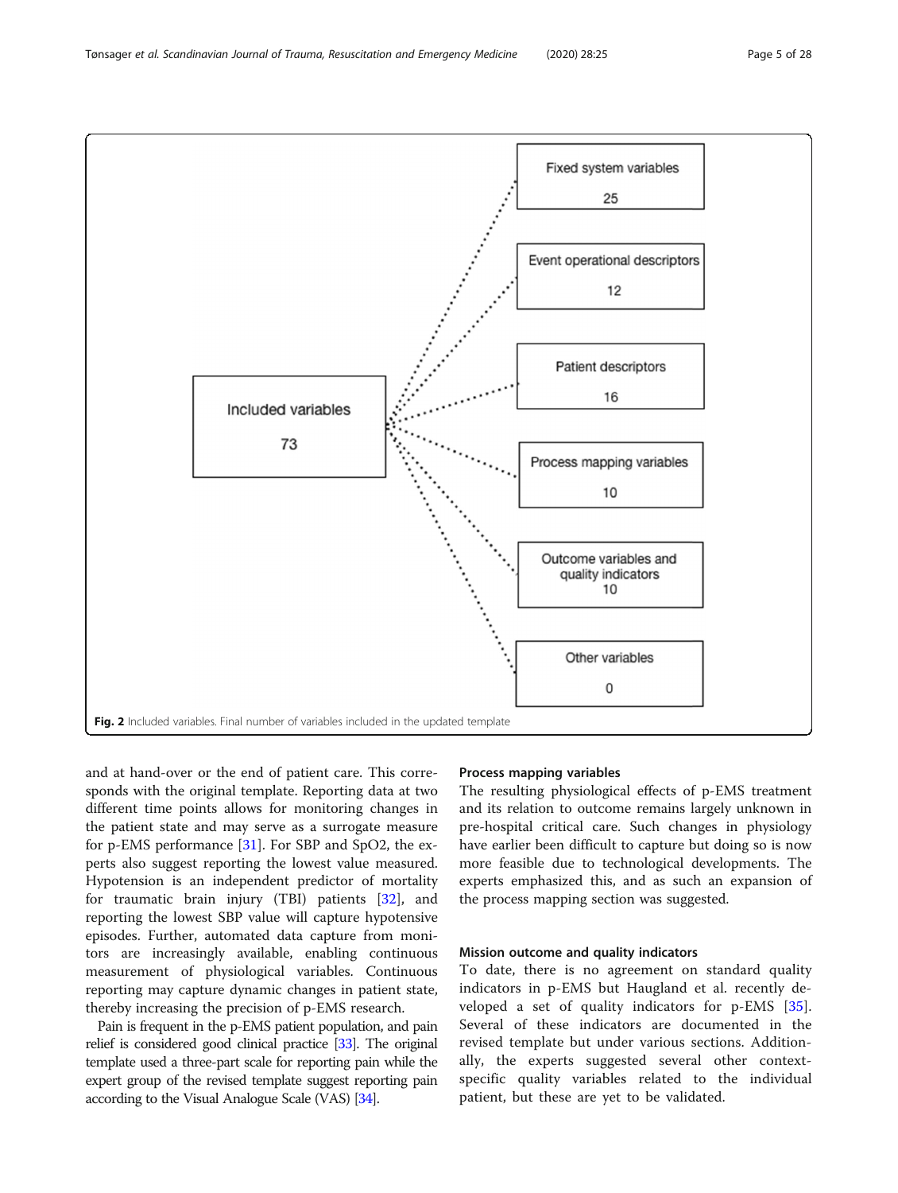Included variables 73

Fixed system variables 25

Event operational descriptors 12

Patient descriptors 16

Process mapping variables 10

Outcome variables and quality indicators 10

Other variables 0

**Fig. 2** Included variables. Final number of variables included in the updated template

and at hand-over or the end of patient care. This corresponds with the original template. Reporting data at two different time points allows for monitoring changes in the patient state and may serve as a surrogate measure for p-EMS performance [31]. For SBP and SpO2, the experts also suggest reporting the lowest value measured. Hypotension is an independent predictor of mortality for traumatic brain injury (TBI) patients [32], and reporting the lowest SBP value will capture hypotensive episodes. Further, automated data capture from monitors are increasingly available, enabling continuous measurement of physiological variables. Continuous reporting may capture dynamic changes in patient state, thereby increasing the precision of p-EMS research.

Pain is frequent in the p-EMS patient population, and pain relief is considered good clinical practice [33]. The original template used a three-part scale for reporting pain while the expert group of the revised template suggest reporting pain according to the Visual Analogue Scale (VAS) [34].

#### Process mapping variables

The resulting physiological effects of p-EMS treatment and its relation to outcome remains largely unknown in pre-hospital critical care. Such changes in physiology have earlier been difficult to capture but doing so is now more feasible due to technological developments. The experts emphasized this, and as such an expansion of the process mapping section was suggested.

#### Mission outcome and quality indicators

To date, there is no agreement on standard quality indicators in p-EMS but Haugland et al. recently developed a set of quality indicators for p-EMS [35]. Several of these indicators are documented in the revised template but under various sections. Additionally, the experts suggested several other context-specific quality variables related to the individual patient, but these are yet to be validated.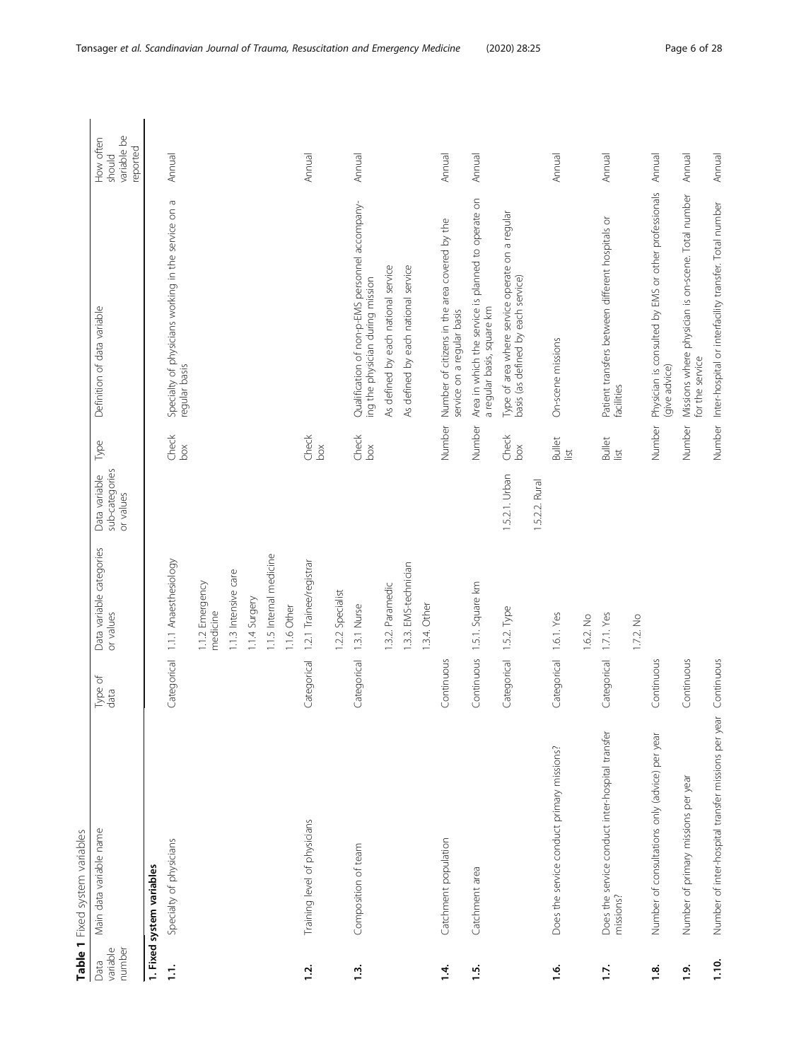**Table 1** Fixed system variables

| Data variable number | Main data variable name | Type of data | Data variable categories or values | Data variable sub-categories or values | Type | Definition of data variable | How often should variable be reported |
|---|---|---|---|---|---|---|---|
| **1. Fixed system variables** | | | | | | | |
| **1.1.** | Specialty of physicians | Categorical | 1.1.1 Anaesthesiology | | Check box | Specialty of physicians working in the service on a regular basis | Annual |
| | | | 1.1.2 Emergency medicine | | | | |
| | | | 1.1.3 Intensive care | | | | |
| | | | 1.1.4 Surgery | | | | |
| | | | 1.1.5 Internal medicine | | | | |
| | | | 1.1.6 Other | | | | |
| **1.2.** | Training level of physicians | Categorical | 1.2.1 Trainee/registrar | | Check box | | Annual |
| | | | 1.2.2 Specialist | | | | |
| **1.3.** | Composition of team | Categorical | 1.3.1 Nurse | | Check box | Qualification of non-p-EMS personnel accompanying the physician during mission | Annual |
| | | | 1.3.2. Paramedic | | | As defined by each national service | |
| | | | 1.3.3. EMS-technician | | | As defined by each national service | |
| | | | 1.3.4. Other | | | | |
| **1.4.** | Catchment population | Continuous | | | Number | Number of citizens in the area covered by the service on a regular basis | Annual |
| **1.5.** | Catchment area | Continuous | 1.5.1. Square km | | Number | Area in which the service is planned to operate on a regular basis, square km | Annual |
| | | Categorical | 1.5.2. Type | 1.5.2.1. Urban | Check box | Type of area where service operate on a regular basis (as defined by each service) | |
| | | | | 1.5.2.2. Rural | | | |
| **1.6.** | Does the service conduct primary missions? | Categorical | 1.6.1. Yes | | Bullet list | On-scene missions | Annual |
| | | | 1.6.2. No | | | | |
| **1.7.** | Does the service conduct inter-hospital transfer missions? | Categorical | 1.7.1. Yes | | Bullet list | Patient transfers between different hospitals or facilities | Annual |
| | | | 1.7.2. No | | | | |
| **1.8.** | Number of consultations only (advice) per year | Continuous | | | Number | Physician is consulted by EMS or other professionals (give advice) | Annual |
| **1.9.** | Number of primary missions per year | Continuous | | | Number | Missions where physician is on-scene. Total number for the service | Annual |
| **1.10.** | Number of inter-hospital transfer missions per year | Continuous | | | Number | Inter-hospital or interfacility transfer. Total number | Annual |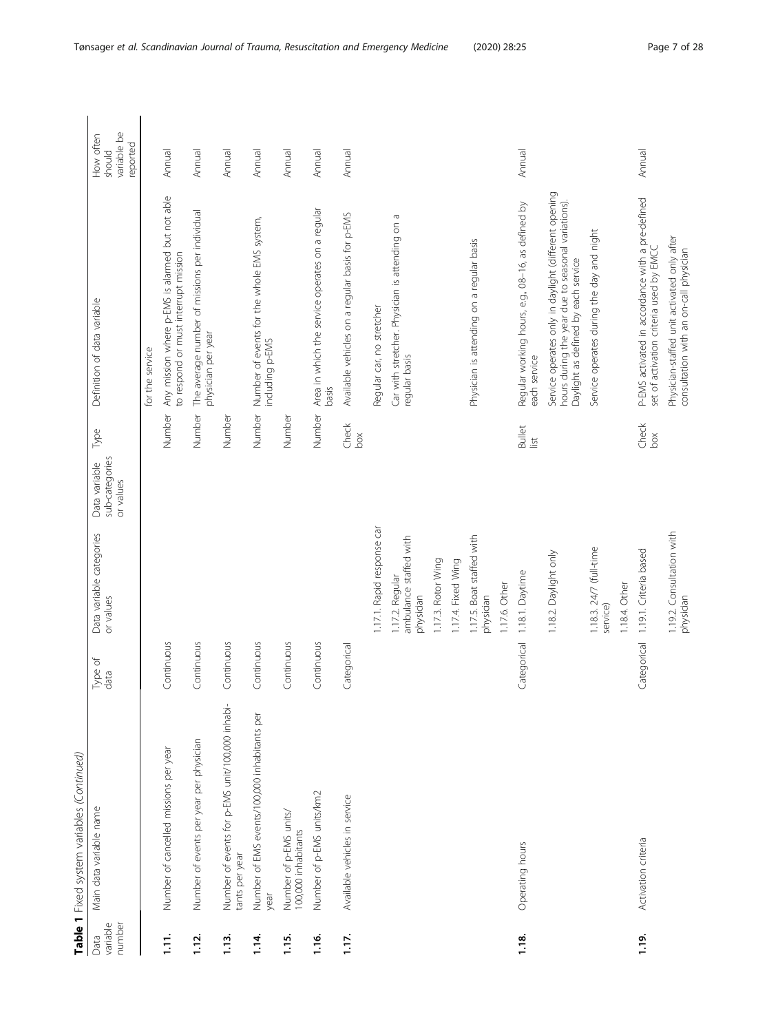**Table 1** Fixed system variables (*Continued*)

| Data variable number | Main data variable name | Type of data | Data variable categories or values | Data variable sub-categories or values | Type | Definition of data variable | How often should variable be reported |
|---|---|---|---|---|---|---|---|
| | | | | | | for the service | |
| **1.11.** | Number of cancelled missions per year | Continuous | | | Number | Any mission where p-EMS is alarmed but not able to respond or must interrupt mission | Annual |
| **1.12.** | Number of events per year per physician | Continuous | | | Number | The average number of missions per individual physician per year | Annual |
| **1.13.** | Number of events for p-EMS unit/100,000 inhabitants per year | Continuous | | | Number | | Annual |
| **1.14.** | Number of EMS events/100,000 inhabitants per year | Continuous | | | Number | Number of events for the whole EMS system, including p-EMS | Annual |
| **1.15.** | Number of p-EMS units/100,000 inhabitants | Continuous | | | Number | | Annual |
| **1.16.** | Number of p-EMS units/km2 | Continuous | | | Number | Area in which the service operates on a regular basis | Annual |
| **1.17.** | Available vehicles in service | Categorical | | | Check box | Available vehicles on a regular basis for p-EMS | Annual |
| | | | 1.17.1. Rapid response car | | | Regular car, no stretcher | |
| | | | 1.17.2. Regular ambulance staffed with physician | | | Car with stretcher. Physician is attending on a regular basis | |
| | | | 1.17.3. Rotor Wing | | | | |
| | | | 1.17.4. Fixed Wing | | | | |
| | | | 1.17.5. Boat staffed with physician | | | Physician is attending on a regular basis | |
| | | | 1.17.6. Other | | | | |
| **1.18.** | Operating hours | Categorical | 1.18.1. Daytime | | Bullet list | Regular working hours, e.g., 08–16, as defined by each service | Annual |
| | | | 1.18.2. Daylight only | | | Service operates only in daylight (different opening hours during the year due to seasonal variations). Daylight as defined by each service | |
| | | | 1.18.3. 24/7 (full-time service) | | | Service operates during the day and night | |
| | | | 1.18.4. Other | | | | |
| **1.19.** | Activation criteria | Categorical | 1.19.1. Criteria based | | Check box | P-EMS activated in accordance with a pre-defined set of activation criteria used by EMCC | Annual |
| | | | 1.19.2. Consultation with physician | | | Physician-staffed unit activated only after consultation with an on-call physician | |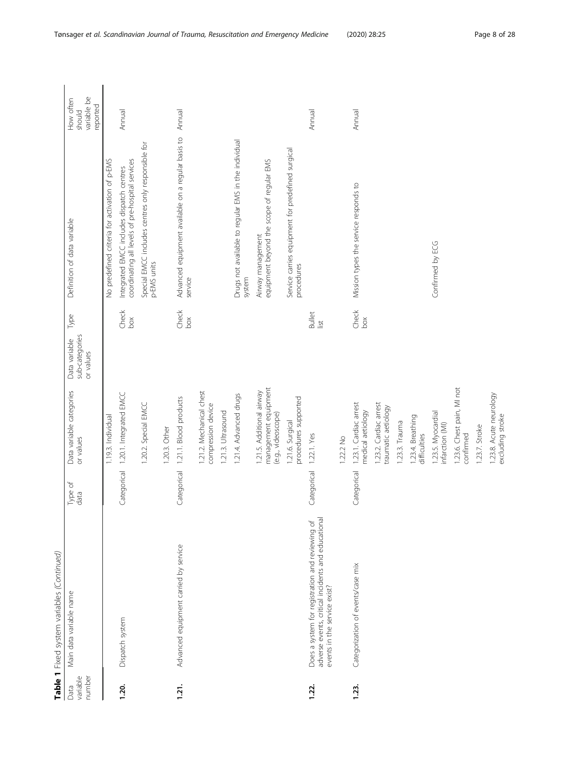**Table 1** Fixed system variables *(Continued)*

| Data variable number | Main data variable name | Type of data | Data variable categories or values | Data variable sub-categories or values | Type | Definition of data variable | How often should variable be reported |
|---|---|---|---|---|---|---|---|
| | | | 1.19.3. Individual | | | No predefined criteria for activation of p-EMS | |
| **1.20.** | Dispatch system | Categorical | 1.20.1. Integrated EMCC | | Check box | Integrated EMCC includes dispatch centres coordinating all levels of pre-hospital services | Annual |
| | | | 1.20.2. Special EMCC | | | Special EMCC includes centres only responsible for p-EMS units | |
| | | | 1.20.3. Other | | | | |
| **1.21.** | Advanced equipment carried by service | Categorical | 1.21.1. Blood products | | Check box | Advanced equipment available on a regular basis to service | Annual |
| | | | 1.21.2. Mechanical chest compression device | | | | |
| | | | 1.21.3. Ultrasound | | | | |
| | | | 1.21.4. Advanced drugs | | | Drugs not available to regular EMS in the individual system | |
| | | | 1.21.5. Additional airway management equipment (e.g., videoscope) | | | Airway management equipment beyond the scope of regular EMS | |
| | | | 1.21.6. Surgical procedures supported | | | Service carries equipment for predefined surgical procedures | |
| **1.22.** | Does a system for registration and reviewing of adverse events, critical incidents and educational events in the service exist? | Categorical | 1.22.1. Yes | | Bullet list | | Annual |
| | | | 1.22.2 No | | | | |
| **1.23.** | Categorization of events/case mix | Categorical | 1.23.1. Cardiac arrest medical aetiology | | Check box | Mission types the service responds to | Annual |
| | | | 1.23.2. Cardiac arrest traumatic aetiology | | | | |
| | | | 1.23.3. Trauma | | | | |
| | | | 1.23.4. Breathing difficulties | | | | |
| | | | 1.23.5. Myocardial infarction (MI) | | | Confirmed by ECG | |
| | | | 1.23.6. Chest pain, MI not confirmed | | | | |
| | | | 1.23.7. Stroke | | | | |
| | | | 1.23.8. Acute neurology excluding stroke | | | | |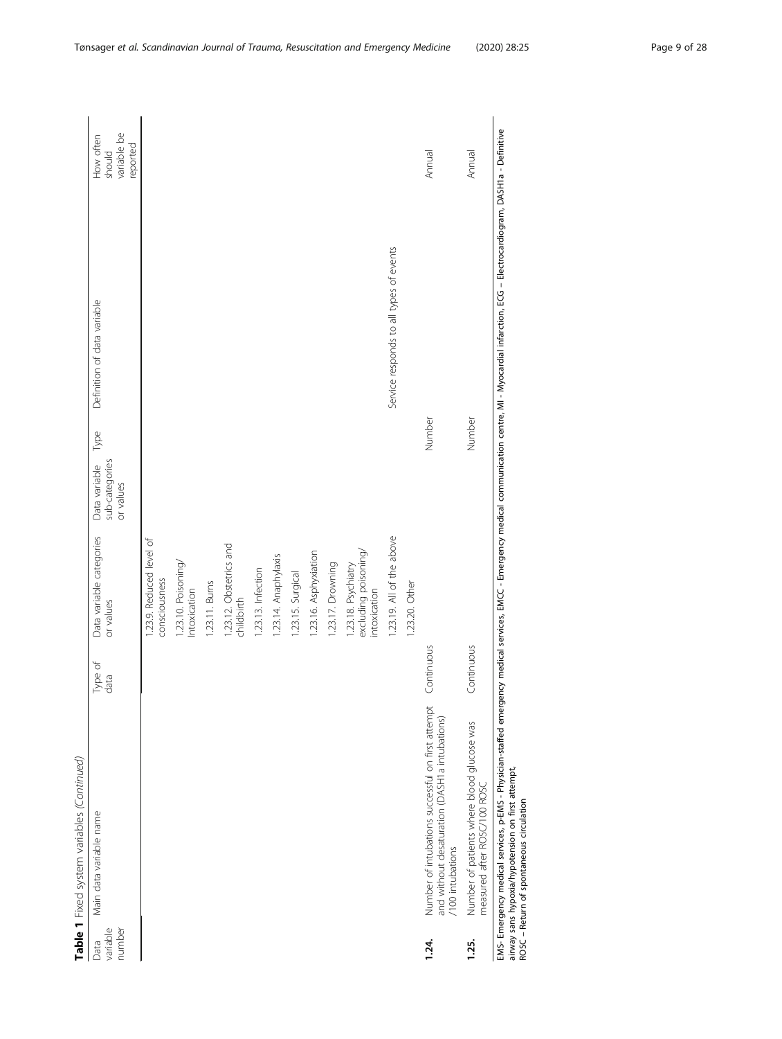**Table 1** Fixed system variables (*Continued*)

| Data variable number | Main data variable name | Type of data | Data variable categories or values | Data variable sub-categories or values | Type | Definition of data variable | How often should variable be reported |
|---|---|---|---|---|---|---|---|
| | | | 1.23.9. Reduced level of consciousness | | | | |
| | | | 1.23.10. Poisoning/ Intoxication | | | | |
| | | | 1.23.11. Burns | | | | |
| | | | 1.23.12. Obstetrics and childbirth | | | | |
| | | | 1.23.13. Infection | | | | |
| | | | 1.23.14. Anaphylaxis | | | | |
| | | | 1.23.15. Surgical | | | | |
| | | | 1.23.16. Asphyxiation | | | | |
| | | | 1.23.17. Drowning | | | | |
| | | | 1.23.18. Psychiatry excluding poisoning/ intoxication | | | | |
| | | | 1.23.19. All of the above | | | Service responds to all types of events | |
| | | | 1.23.20. Other | | | | |
| **1.24.** | Number of intubations successful on first attempt and without desaturation (DASH1a intubations) /100 intubations | Continuous | | | Number | | Annual |
| **1.25.** | Number of patients where blood glucose was measured after ROSC/100 ROSC | Continuous | | | Number | | Annual |

EMS- Emergency medical services, p-EMS - Physician-staffed emergency medical services, EMCC - Emergency medical communication centre, MI - Myocardial infarction, ECG – Electrocardiogram, DASH1a - Definitive airway sans hypoxia/hypotension on first attempt,
ROSC – Return of spontaneous circulation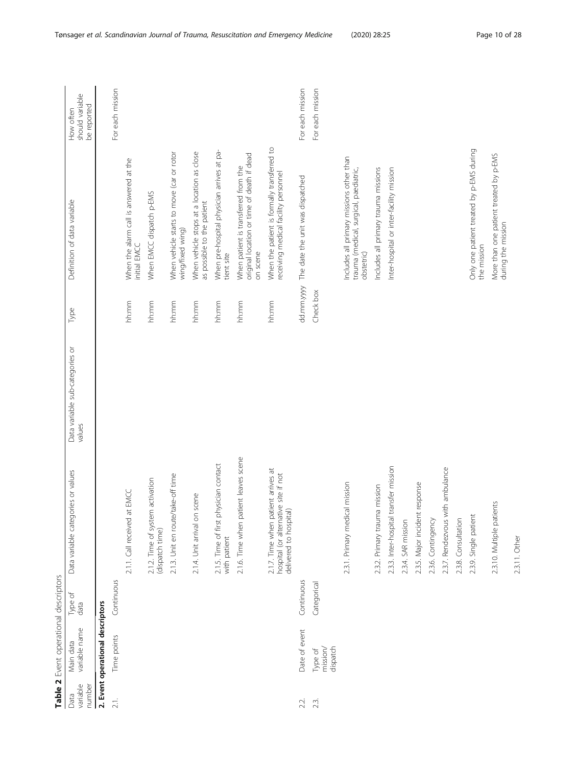**Table 2** Event operational descriptors

| Data variable number | Main data variable name | Type of data | Data variable categories or values | Data variable sub-categories or values | Type | Definition of data variable | How often should variable be reported |
|---|---|---|---|---|---|---|---|
| **2. Event operational descriptors** | | | | | | | |
| 2.1. | Time points | Continuous | | | | | For each mission |
| | | | 2.1.1. Call received at EMCC | | hh:mm | When the alarm call is answered at the initial EMCC | |
| | | | 2.1.2. Time of system activation (dispatch time) | | hh:mm | When EMCC dispatch p-EMS | |
| | | | 2.1.3. Unit en route/take-off time | | hh:mm | When vehicle starts to move (car or rotor wing/fixed wing) | |
| | | | 2.1.4. Unit arrival on scene | | hh:mm | When vehicle stops at a location as close as possible to the patient | |
| | | | 2.1.5. Time of first physician contact with patient | | hh:mm | When pre-hospital physician arrives at patient site | |
| | | | 2.1.6. Time when patient leaves scene | | hh:mm | When patient is transferred from the original location or time of death if dead on scene | |
| | | | 2.1.7. Time when patient arrives at hospital (or alternative site if not delivered to hospital) | | hh:mm | When the patient is formally transferred to receiving medical facility personnel | |
| 2.2. | Date of event | Continuous | | | dd.mm.yyyy | The date the unit was dispatched | For each mission |
| 2.3. | Type of mission/ dispatch | Categorical | | | Check box | | For each mission |
| | | | 2.3.1. Primary medical mission | | | Includes all primary missions other than trauma (medical, surgical, paediatric, obstetric) | |
| | | | 2.3.2. Primary trauma mission | | | Includes all primary trauma missions | |
| | | | 2.3.3. Inter-hospital transfer mission | | | Inter-hospital or inter-facility mission | |
| | | | 2.3.4. SAR mission | | | | |
| | | | 2.3.5. Major incident response | | | | |
| | | | 2.3.6. Contingency | | | | |
| | | | 2.3.7. Rendezvous with ambulance | | | | |
| | | | 2.3.8. Consultation | | | | |
| | | | 2.3.9. Single patient | | | Only one patient treated by p-EMS during the mission | |
| | | | 2.3.10. Multiple patients | | | More than one patient treated by p-EMS during the mission | |
| | | | 2.3.11. Other | | | | |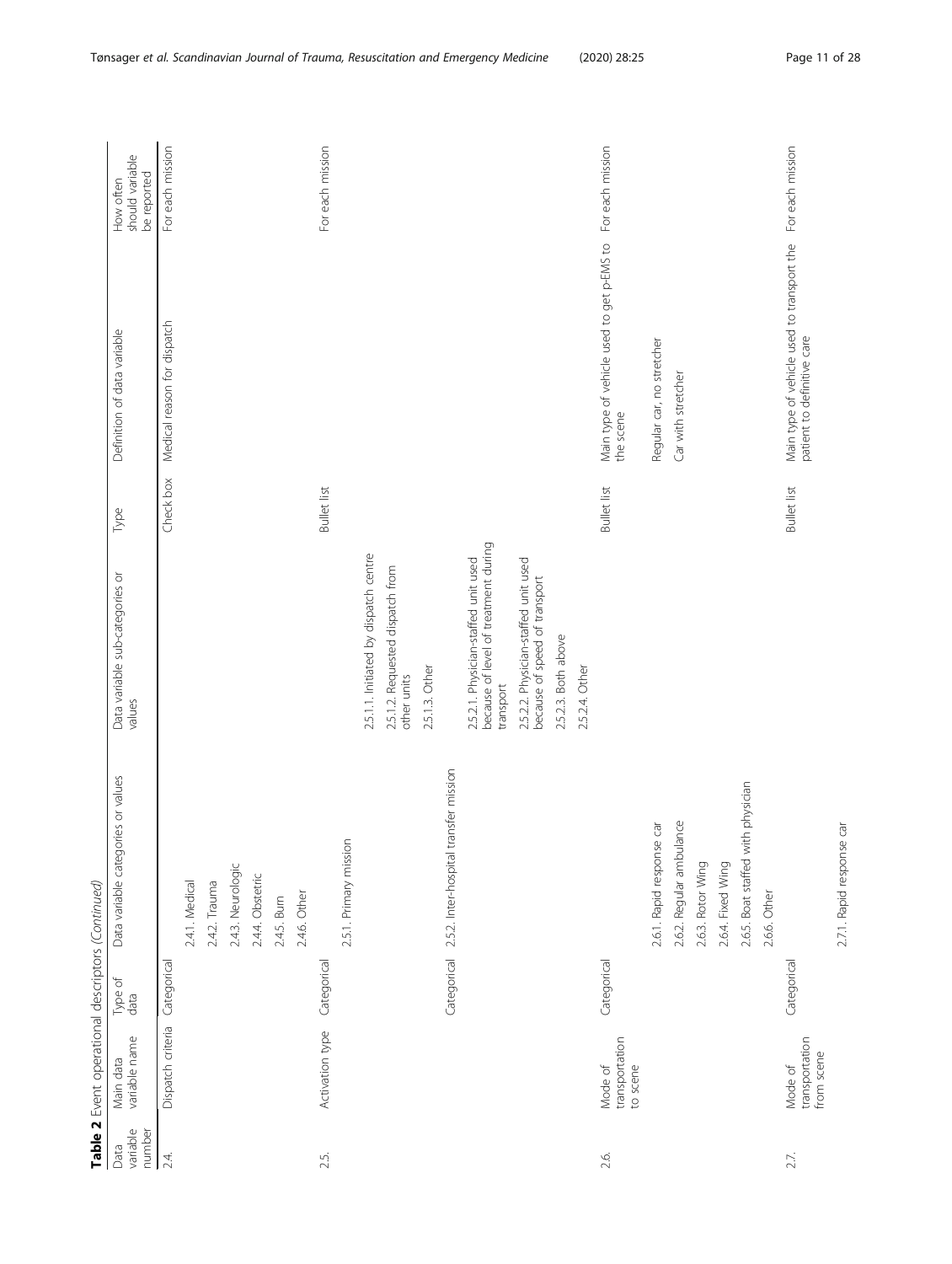**Table 2** Event operational descriptors *(Continued)*

| Data variable number | Main data variable name | Type of data | Data variable categories or values | Data variable sub-categories or values | Type | Definition of data variable | How often should variable be reported |
|---|---|---|---|---|---|---|---|
| 2.4. | Dispatch criteria | Categorical | | | Check box | Medical reason for dispatch | For each mission |
| | | | 2.4.1. Medical | | | | |
| | | | 2.4.2. Trauma | | | | |
| | | | 2.4.3. Neurologic | | | | |
| | | | 2.4.4. Obstetric | | | | |
| | | | 2.4.5. Burn | | | | |
| | | | 2.4.6. Other | | | | |
| 2.5. | Activation type | Categorical | | | Bullet list | | For each mission |
| | | | 2.5.1. Primary mission | | | | |
| | | | | 2.5.1.1. Initiated by dispatch centre | | | |
| | | | | 2.5.1.2. Requested dispatch from other units | | | |
| | | | | 2.5.1.3. Other | | | |
| | | Categorical | 2.5.2. Inter-hospital transfer mission | | | | |
| | | | | 2.5.2.1. Physician-staffed unit used because of level of treatment during transport | | | |
| | | | | 2.5.2.2. Physician-staffed unit used because of speed of transport | | | |
| | | | | 2.5.2.3. Both above | | | |
| | | | | 2.5.2.4. Other | | | |
| 2.6. | Mode of transportation to scene | Categorical | | | Bullet list | Main type of vehicle used to get p-EMS to the scene | For each mission |
| | | | 2.6.1. Rapid response car | | | Regular car, no stretcher | |
| | | | 2.6.2. Regular ambulance | | | Car with stretcher | |
| | | | 2.6.3. Rotor Wing | | | | |
| | | | 2.6.4. Fixed Wing | | | | |
| | | | 2.6.5. Boat staffed with physician | | | | |
| | | | 2.6.6. Other | | | | |
| 2.7. | Mode of transportation from scene | Categorical | | | Bullet list | Main type of vehicle used to transport the patient to definitive care | For each mission |
| | | | 2.7.1. Rapid response car | | | | |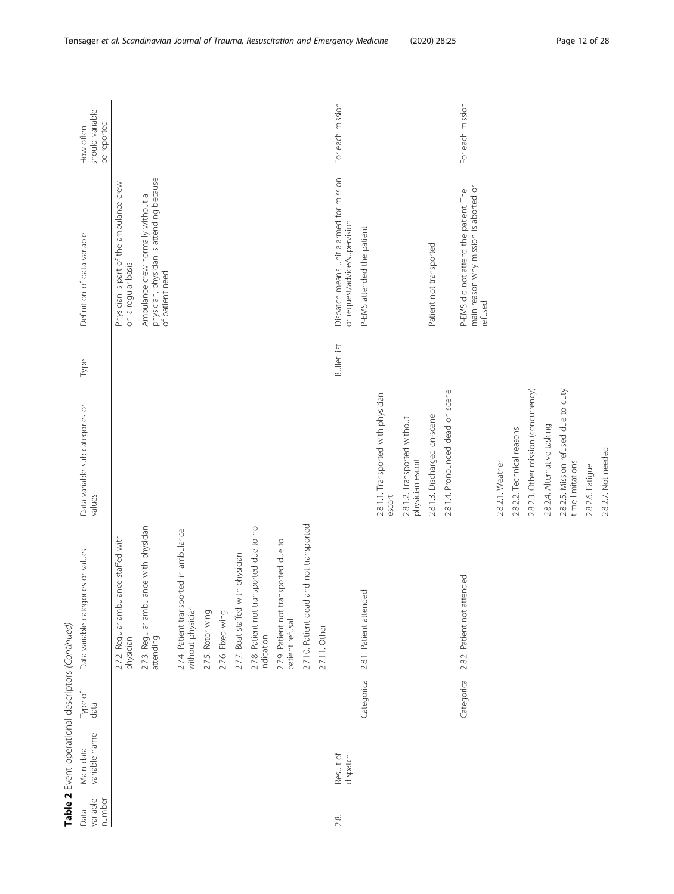**Table 2** Event operational descriptors *(Continued)*

| Data variable number | Main data variable name | Type of data | Data variable categories or values | Data variable sub-categories or values | Type | Definition of data variable | How often should variable be reported |
|---|---|---|---|---|---|---|---|
| | | | 2.7.2. Regular ambulance staffed with physician | | | Physician is part of the ambulance crew on a regular basis | |
| | | | 2.7.3. Regular ambulance with physician attending | | | Ambulance crew normally without a physician, physician is attending because of patient need | |
| | | | 2.7.4. Patient transported in ambulance without physician | | | | |
| | | | 2.7.5. Rotor wing | | | | |
| | | | 2.7.6. Fixed wing | | | | |
| | | | 2.7.7. Boat staffed with physician | | | | |
| | | | 2.7.8. Patient not transported due to no indication | | | | |
| | | | 2.7.9. Patient not transported due to patient refusal | | | | |
| | | | 2.7.10. Patient dead and not transported | | | | |
| | | | 2.7.11. Other | | | | |
| 2.8. | Result of dispatch | | | | Bullet list | Dispatch means unit alarmed for mission or request/advice/supervision | For each mission |
| | | Categorical | 2.8.1. Patient attended | | | P-EMS attended the patient | |
| | | | | 2.8.1.1. Transported with physician escort | | | |
| | | | | 2.8.1.2. Transported without physician escort | | | |
| | | | | 2.8.1.3. Discharged on-scene | | Patient not transported | |
| | | | | 2.8.1.4. Pronounced dead on scene | | | |
| | | Categorical | 2.8.2. Patient not attended | | | P-EMS did not attend the patient. The main reason why mission is aborted or refused | For each mission |
| | | | | 2.8.2.1. Weather | | | |
| | | | | 2.8.2.2. Technical reasons | | | |
| | | | | 2.8.2.3. Other mission (concurrency) | | | |
| | | | | 2.8.2.4. Alternative tasking | | | |
| | | | | 2.8.2.5. Mission refused due to duty time limitations | | | |
| | | | | 2.8.2.6. Fatigue | | | |
| | | | | 2.8.2.7. Not needed | | | |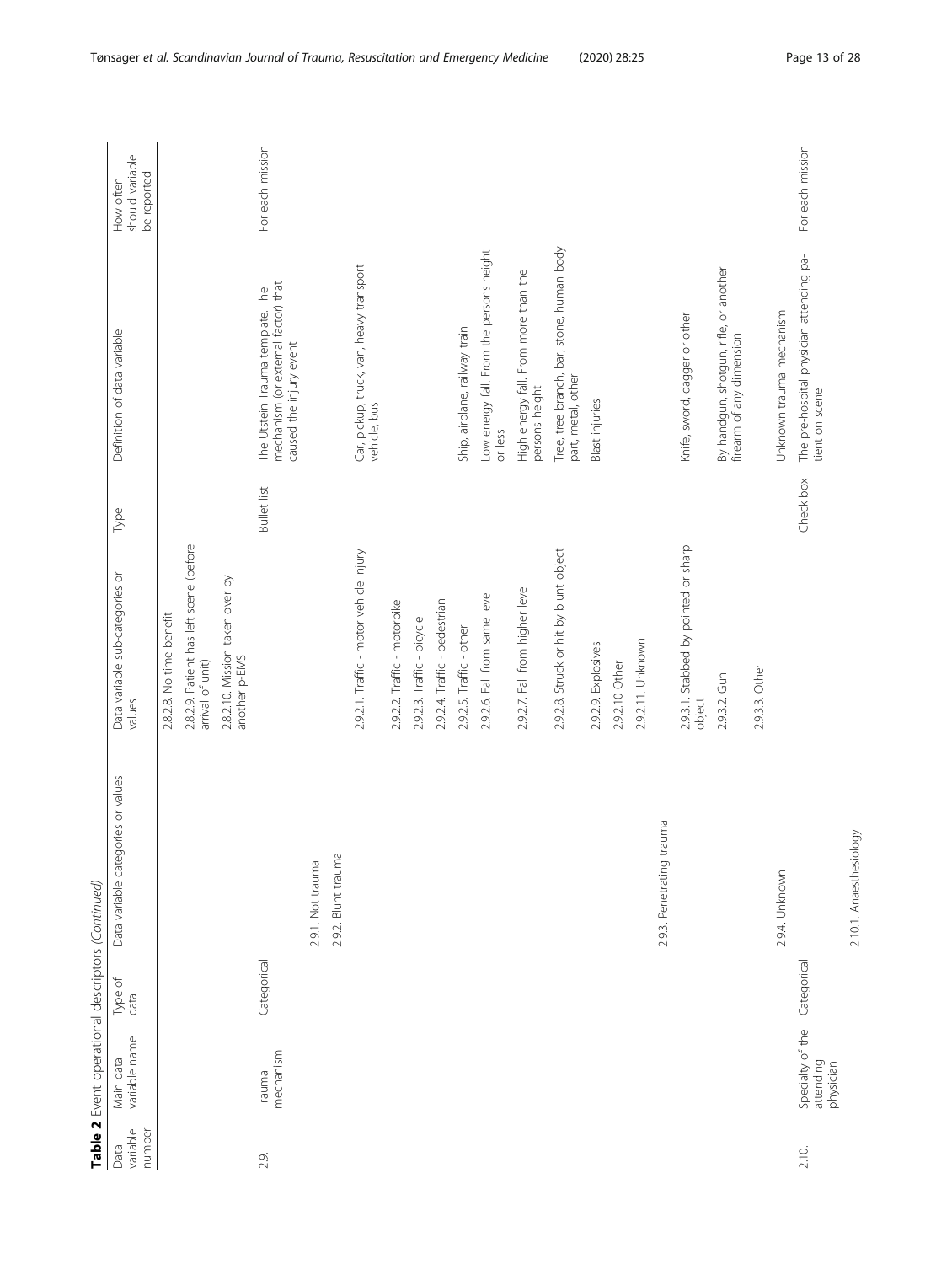**Table 2** Event operational descriptors *(Continued)*

| Data variable number | Main data variable name | Type of data | Data variable categories or values | Data variable sub-categories or values | Type | Definition of data variable | How often should variable be reported |
|---|---|---|---|---|---|---|---|
| | | | | 2.8.2.8. No time benefit | | | |
| | | | | 2.8.2.9. Patient has left scene (before arrival of unit) | | | |
| | | | | 2.8.2.10. Mission taken over by another p-EMS | | | |
| 2.9. | Trauma mechanism | Categorical | | | Bullet list | The Utstein Trauma template. The mechanism (or external factor) that caused the injury event | For each mission |
| | | | 2.9.1. Not trauma | | | | |
| | | | 2.9.2. Blunt trauma | | | | |
| | | | | 2.9.2.1. Traffic - motor vehicle injury | | Car, pickup, truck, van, heavy transport vehicle, bus | |
| | | | | 2.9.2.2. Traffic - motorbike | | | |
| | | | | 2.9.2.3. Traffic - bicycle | | | |
| | | | | 2.9.2.4. Traffic - pedestrian | | | |
| | | | | 2.9.2.5. Traffic - other | | Ship, airplane, railway train | |
| | | | | 2.9.2.6. Fall from same level | | Low energy fall. From the persons height or less | |
| | | | | 2.9.2.7. Fall from higher level | | High energy fall. From more than the persons height | |
| | | | | 2.9.2.8. Struck or hit by blunt object | | Tree, tree branch, bar, stone, human body part, metal, other | |
| | | | | 2.9.2.9. Explosives | | Blast injuries | |
| | | | | 2.9.2.10 Other | | | |
| | | | | 2.9.2.11. Unknown | | | |
| | | | 2.9.3. Penetrating trauma | | | | |
| | | | | 2.9.3.1. Stabbed by pointed or sharp object | | Knife, sword, dagger or other | |
| | | | | 2.9.3.2. Gun | | By handgun, shotgun, rifle, or another firearm of any dimension | |
| | | | | 2.9.3.3. Other | | | |
| | | | 2.9.4. Unknown | | | Unknown trauma mechanism | |
| 2.10. | Specialty of the attending physician | Categorical | | | Check box | The pre-hospital physician attending patient on scene | For each mission |
| | | | 2.10.1. Anaesthesiology | | | | |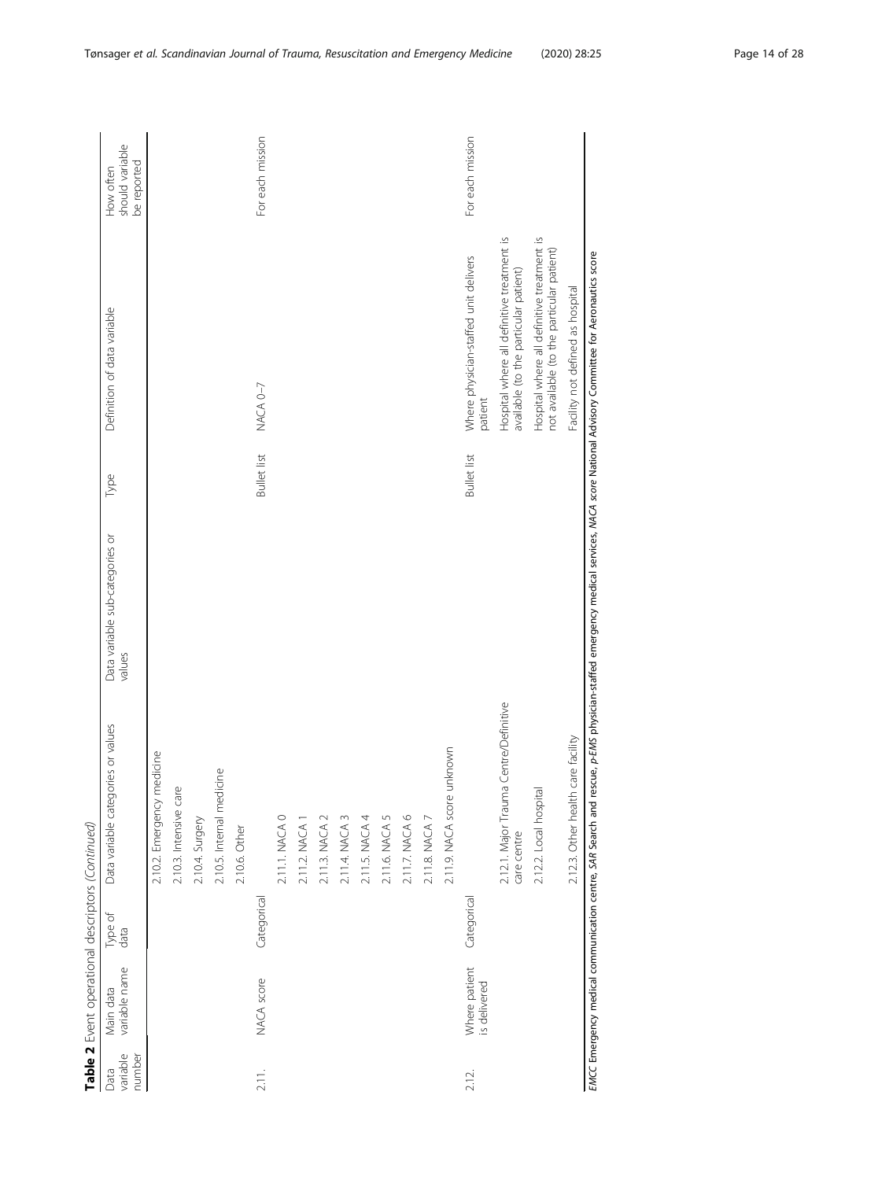**Table 2** Event operational descriptors *(Continued)*

| Data variable number | Main data variable name | Type of data | Data variable categories or values | Data variable sub-categories or values | Type | Definition of data variable | How often should variable be reported |
|---|---|---|---|---|---|---|---|
| | | | 2.10.2. Emergency medicine | | | | |
| | | | 2.10.3. Intensive care | | | | |
| | | | 2.10.4. Surgery | | | | |
| | | | 2.10.5. Internal medicine | | | | |
| | | | 2.10.6. Other | | | | |
| 2.11. | NACA score | Categorical | | | Bullet list | NACA 0–7 | For each mission |
| | | | 2.11.1. NACA 0 | | | | |
| | | | 2.11.2. NACA 1 | | | | |
| | | | 2.11.3. NACA 2 | | | | |
| | | | 2.11.4. NACA 3 | | | | |
| | | | 2.11.5. NACA 4 | | | | |
| | | | 2.11.6. NACA 5 | | | | |
| | | | 2.11.7. NACA 6 | | | | |
| | | | 2.11.8. NACA 7 | | | | |
| | | | 2.11.9. NACA score unknown | | | | |
| 2.12. | Where patient is delivered | Categorical | | | Bullet list | Where physician-staffed unit delivers patient | For each mission |
| | | | 2.12.1. Major Trauma Centre/Definitive care centre | | | Hospital where all definitive treatment is available (to the particular patient) | |
| | | | 2.12.2. Local hospital | | | Hospital where all definitive treatment is not available (to the particular patient) | |
| | | | 2.12.3. Other health care facility | | | Facility not defined as hospital | |

*EMCC* Emergency medical communication centre, *SAR* Search and rescue, *p-EMS* physician-staffed emergency medical services, *NACA score* National Advisory Committee for Aeronautics score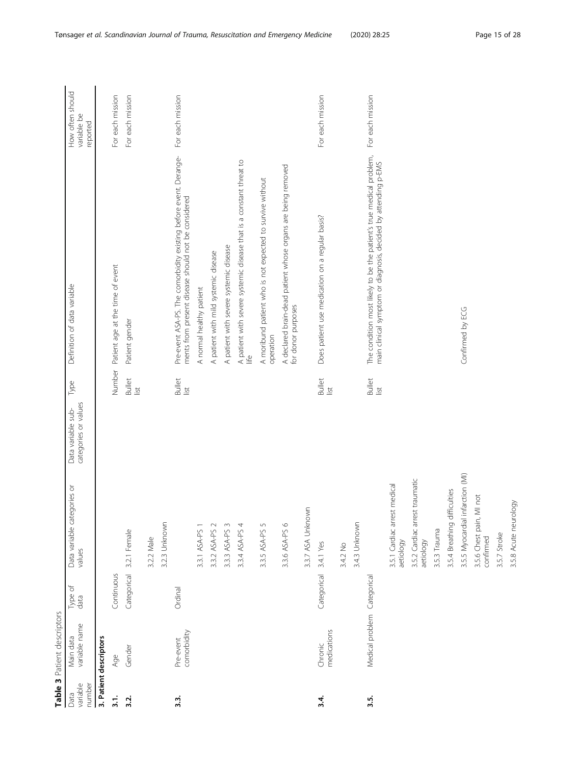**Table 3** Patient descriptors

| Data variable number | Main data variable name | Type of data | Data variable categories or values | Data variable sub-categories or values | Type | Definition of data variable | How often should variable be reported |
|---|---|---|---|---|---|---|---|
| **3. Patient descriptors** | | | | | | | |
| **3.1.** | Age | Continuous | | | Number | Patient age at the time of event | For each mission |
| **3.2.** | Gender | Categorical | 3.2.1 Female | | Bullet list | Patient gender | For each mission |
| | | | 3.2.2 Male | | | | |
| | | | 3.2.3 Unknown | | | | |
| **3.3.** | Pre-event comorbidity | Ordinal | | | Bullet list | Pre-event ASA-PS. The comorbidity existing before event. Derangements from present disease should not be considered | For each mission |
| | | | 3.3.1 ASA-PS 1 | | | A normal healthy patient | |
| | | | 3.3.2 ASA-PS 2 | | | A patient with mild systemic disease | |
| | | | 3.3.3 ASA-PS 3 | | | A patient with severe systemic disease | |
| | | | 3.3.4 ASA-PS 4 | | | A patient with severe systemic disease that is a constant threat to life | |
| | | | 3.3.5 ASA-PS 5 | | | A moribund patient who is not expected to survive without operation | |
| | | | 3.3.6 ASA-PS 6 | | | A declared brain-dead patient whose organs are being removed for donor purposes | |
| | | | 3.3.7 ASA Unknown | | | | |
| **3.4.** | Chronic medications | Categorical | 3.4.1 Yes | | Bullet list | Does patient use medication on a regular basis? | For each mission |
| | | | 3.4.2 No | | | | |
| | | | 3.4.3 Unknown | | | | |
| **3.5.** | Medical problem | Categorical | | | Bullet list | The condition most likely to be the patient's true medical problem, main clinical symptom or diagnosis, decided by attending p-EMS | For each mission |
| | | | 3.5.1 Cardiac arrest medical aetiology | | | | |
| | | | 3.5.2 Cardiac arrest traumatic aetiology | | | | |
| | | | 3.5.3 Trauma | | | | |
| | | | 3.5.4 Breathing difficulties | | | | |
| | | | 3.5.5 Myocardial infarction (MI) | | | Confirmed by ECG | |
| | | | 3.5.6 Chest pain, MI not confirmed | | | | |
| | | | 3.5.7 Stroke | | | | |
| | | | 3.5.8 Acute neurology | | | | |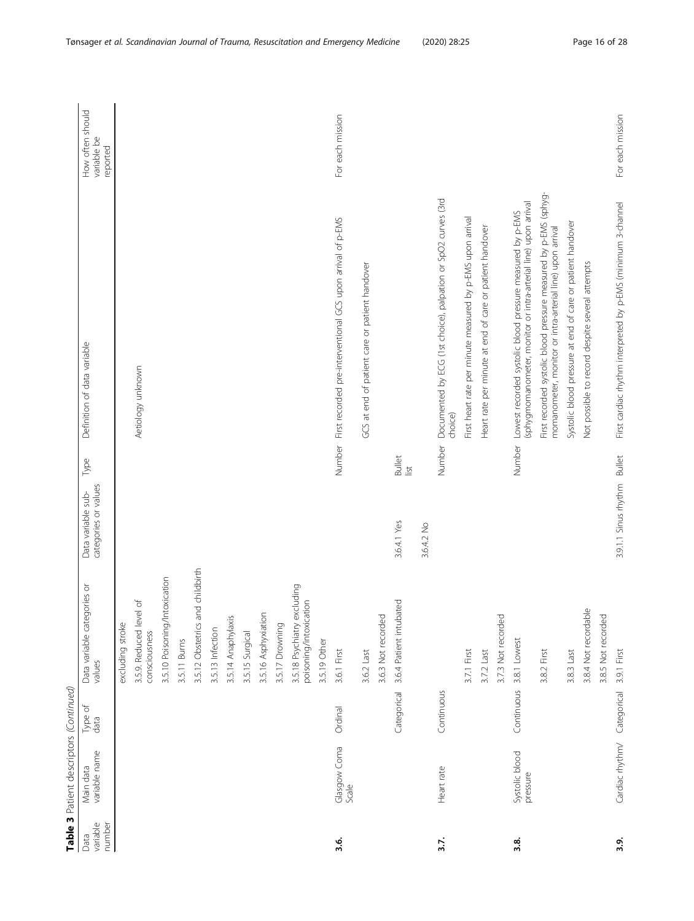**Table 3** Patient descriptors *(Continued)*

| Data variable number | Main data variable name | Type of data | Data variable categories or values | Data variable sub-categories or values | Type | Definition of data variable | How often should variable be reported |
|---|---|---|---|---|---|---|---|
| | | | excluding stroke | | | | |
| | | | 3.5.9. Reduced level of consciousness | | | Aetiology unknown | |
| | | | 3.5.10 Poisoning/Intoxication | | | | |
| | | | 3.5.11 Burns | | | | |
| | | | 3.5.12 Obstetrics and childbirth | | | | |
| | | | 3.5.13 Infection | | | | |
| | | | 3.5.14 Anaphylaxis | | | | |
| | | | 3.5.15 Surgical | | | | |
| | | | 3.5.16 Asphyxiation | | | | |
| | | | 3.5.17 Drowning | | | | |
| | | | 3.5.18 Psychiatry excluding poisoning/intoxication | | | | |
| | | | 3.5.19 Other | | | | |
| **3.6.** | Glasgow Coma Scale | Ordinal | 3.6.1 First | | Number | First recorded pre-interventional GCS upon arrival of p-EMS | For each mission |
| | | | 3.6.2 Last | | | GCS at end of patient care or patient handover | |
| | | | 3.6.3 Not recorded | | | | |
| | | Categorical | 3.6.4 Patient intubated | 3.6.4.1 Yes | Bullet list | | |
| | | | | 3.6.4.2 No | | | |
| **3.7.** | Heart rate | Continuous | | | Number | Documented by ECG (1st choice), palpation or SpO2 curves (3rd choice) | |
| | | | 3.7.1 First | | | First heart rate per minute measured by p-EMS upon arrival | |
| | | | 3.7.2 Last | | | Heart rate per minute at end of care or patient handover | |
| | | | 3.7.3 Not recorded | | | | |
| **3.8.** | Systolic blood pressure | Continuous | 3.8.1 Lowest | | Number | Lowest recorded systolic blood pressure measured by p-EMS (sphygmomanometer, monitor or intra-arterial line) upon arrival | |
| | | | 3.8.2 First | | | First recorded systolic blood pressure measured by p-EMS (sphygmomanometer, monitor or intra-arterial line) upon arrival | |
| | | | 3.8.3 Last | | | Systolic blood pressure at end of care or patient handover | |
| | | | 3.8.4 Not recordable | | | Not possible to record despite several attempts | |
| | | | 3.8.5 Not recorded | | | | |
| **3.9.** | Cardiac rhythm/ | Categorical | 3.9.1 First | 3.9.1.1 Sinus rhythm | Bullet | First cardiac rhythm interpreted by p-EMS (minimum 3-channel | For each mission |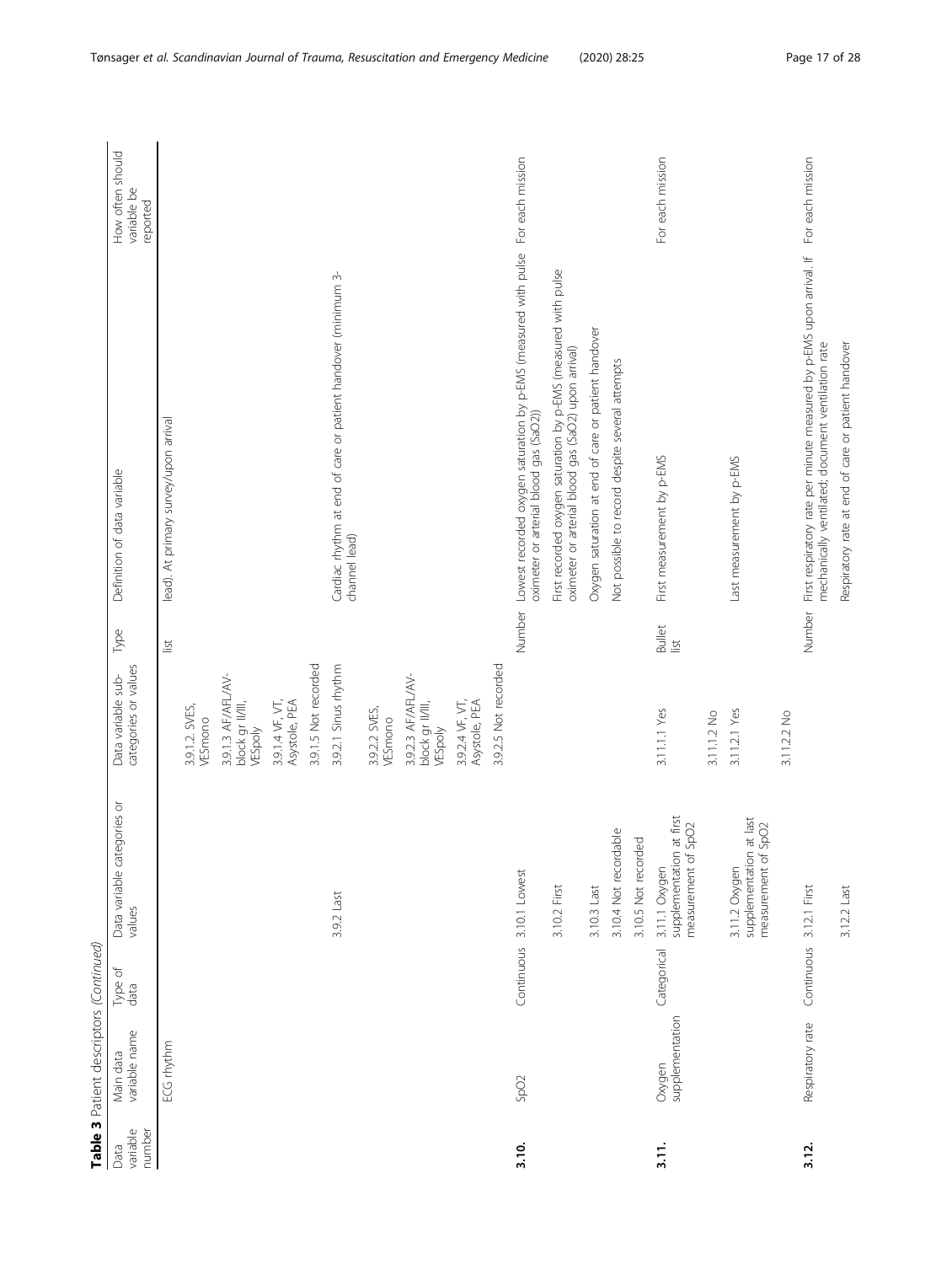**Table 3** Patient descriptors *(Continued)*

| Data variable number | Main data variable name | Type of data | Data variable categories or values | Data variable sub-categories or values | Type | Definition of data variable | How often should variable be reported |
|---|---|---|---|---|---|---|---|
| | ECG rhythm | | | | list | lead). At primary survey/upon arrival | |
| | | | | 3.9.1.2. SVES, VESmono | | | |
| | | | | 3.9.1.3 AF/AFL/AV-block gr II/III, VESpoly | | | |
| | | | | 3.9.1.4 VF, VT, Asystole, PEA | | | |
| | | | | 3.9.1.5 Not recorded | | | |
| | | | 3.9.2 Last | 3.9.2.1 Sinus rhythm | | Cardiac rhythm at end of care or patient handover (minimum 3-channel lead) | |
| | | | | 3.9.2.2 SVES, VESmono | | | |
| | | | | 3.9.2.3 AF/AFL/AV-block gr II/III, VESpoly | | | |
| | | | | 3.9.2.4 VF, VT, Asystole, PEA | | | |
| | | | | 3.9.2.5 Not recorded | | | |
| **3.10.** | SpO2 | Continuous | 3.10.1 Lowest | | Number | Lowest recorded oxygen saturation by p-EMS (measured with pulse oximeter or arterial blood gas (SaO2)) | For each mission |
| | | | 3.10.2 First | | | First recorded oxygen saturation by p-EMS (measured with pulse oximeter or arterial blood gas (SaO2) upon arrival) | |
| | | | 3.10.3 Last | | | Oxygen saturation at end of care or patient handover | |
| | | | 3.10.4 Not recordable | | | Not possible to record despite several attempts | |
| | | | 3.10.5 Not recorded | | | | |
| **3.11.** | Oxygen supplementation | Categorical | 3.11.1 Oxygen supplementation at first measurement of SpO2 | 3.11.1.1 Yes | Bullet list | First measurement by p-EMS | For each mission |
| | | | | 3.11.1.2 No | | | |
| | | | 3.11.2 Oxygen supplementation at last measurement of SpO2 | 3.11.2.1 Yes | | Last measurement by p-EMS | |
| | | | | 3.11.2.2 No | | | |
| **3.12.** | Respiratory rate | Continuous | 3.12.1 First | | Number | First respiratory rate per minute measured by p-EMS upon arrival. If mechanically ventilated; document ventilation rate | For each mission |
| | | | 3.12.2 Last | | | Respiratory rate at end of care or patient handover | |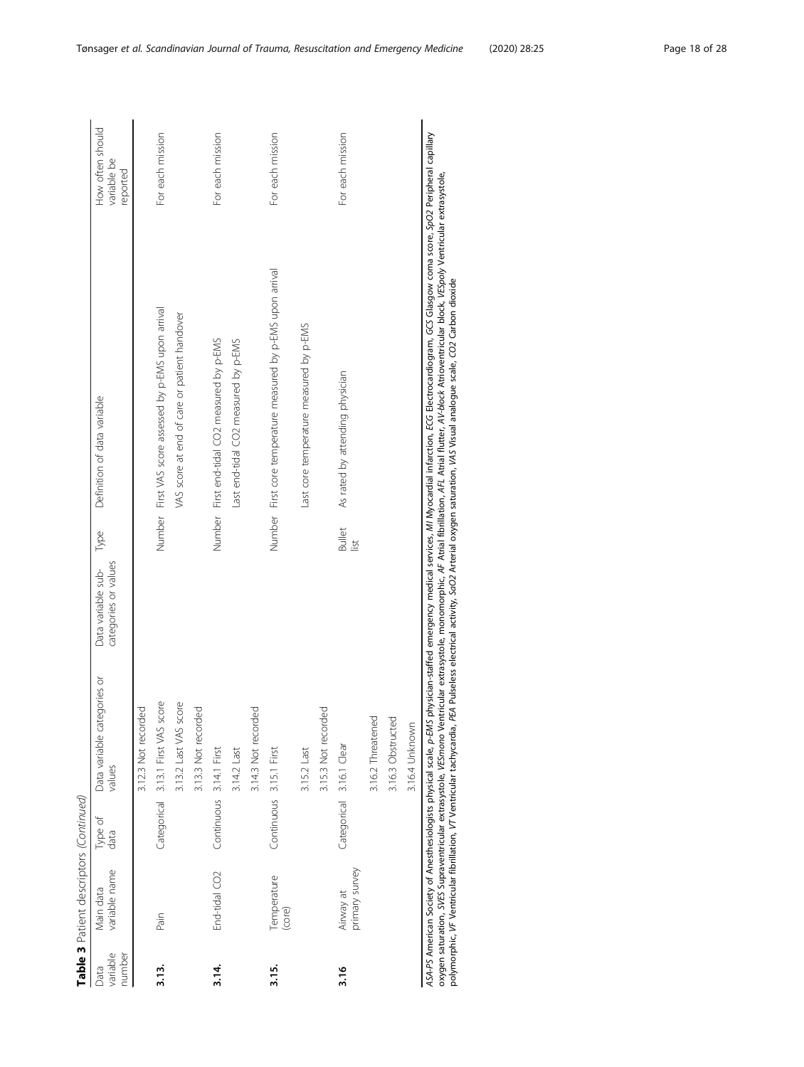**Table 3** Patient descriptors *(Continued)*

| Data variable number | Main data variable name | Type of data | Data variable categories or values | Data variable sub-categories or values | Type | Definition of data variable | How often should variable be reported |
|---|---|---|---|---|---|---|---|
| | | | 3.12.3 Not recorded | | | | |
| **3.13.** | Pain | Categorical | 3.13.1 First VAS score | | Number | First VAS score assessed by p-EMS upon arrival | For each mission |
| | | | 3.13.2 Last VAS score | | | VAS score at end of care or patient handover | |
| | | | 3.13.3 Not recorded | | | | |
| **3.14.** | End-tidal CO2 | Continuous | 3.14.1 First | | Number | First end-tidal CO2 measured by p-EMS | For each mission |
| | | | 3.14.2 Last | | | Last end-tidal CO2 measured by p-EMS | |
| | | | 3.14.3 Not recorded | | | | |
| **3.15.** | Temperature (core) | Continuous | 3.15.1 First | | Number | First core temperature measured by p-EMS upon arrival | For each mission |
| | | | 3.15.2 Last | | | Last core temperature measured by p-EMS | |
| | | | 3.15.3 Not recorded | | | | |
| **3.16** | Airway at primary survey | Categorical | 3.16.1 Clear | | Bullet list | As rated by attending physician | For each mission |
| | | | 3.16.2 Threatened | | | | |
| | | | 3.16.3 Obstructed | | | | |
| | | | 3.16.4 Unknown | | | | |

*ASA-PS* American Society of Anesthesiologists physical scale, *p-EMS* physician-staffed emergency medical services, *MI* Myocardial infarction, *ECG* Electrocardiogram, *GCS* Glasgow coma score, *SpO2* Peripheral capillary oxygen saturation, *SVES* Supraventricular extrasystole, *VESmono* Ventricular extrasystole, monomorphic, *AF* Atrial fibrillation, *AFL* Atrial flutter, *AV-block* Atrioventricular block, *VESpoly* Ventricular extrasystole, polymorphic, *VF* Ventricular fibrillation, *VT* Ventricular tachycardia, *PEA* Pulseless electrical activity, *SaO2* Arterial oxygen saturation, *VAS* Visual analogue scale, *CO2* Carbon dioxide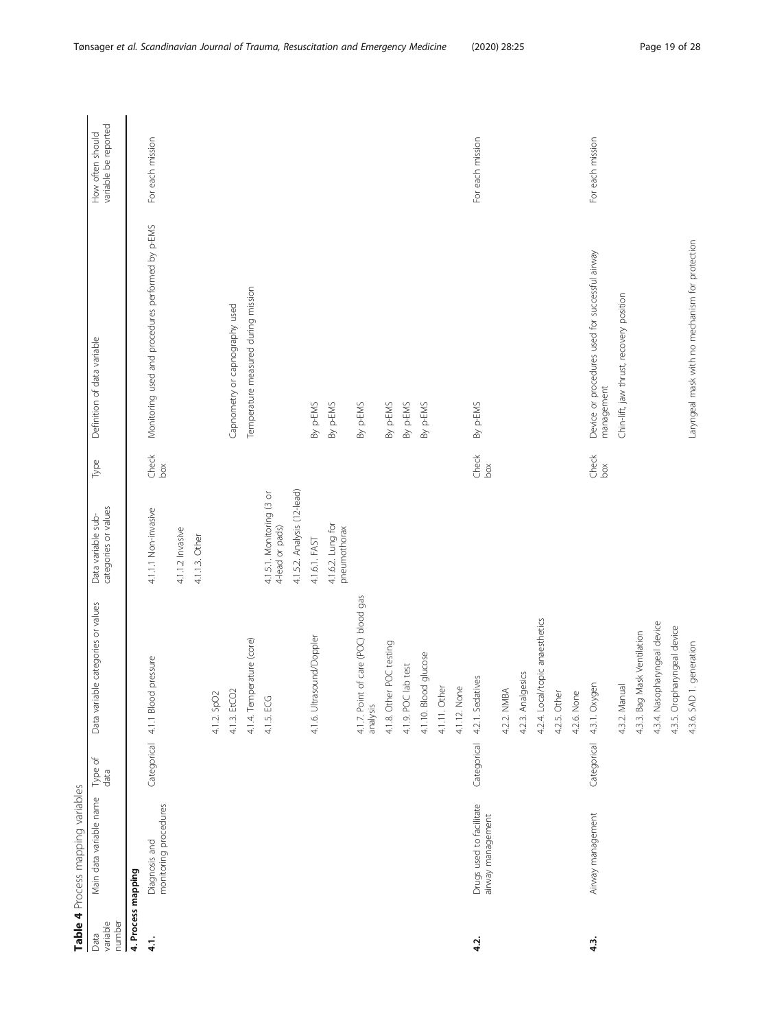**Table 4** Process mapping variables

| Data variable number | Main data variable name | Type of data | Data variable categories or values | Data variable sub-categories or values | Type | Definition of data variable | How often should variable be reported |
|---|---|---|---|---|---|---|---|
| **4. Process mapping** | | | | | | | |
| **4.1.** | Diagnosis and monitoring procedures | Categorical | 4.1.1 Blood pressure | 4.1.1.1 Non-invasive | Check box | Monitoring used and procedures performed by p-EMS | For each mission |
| | | | | 4.1.1.2 Invasive | | | |
| | | | | 4.1.1.3. Other | | | |
| | | | 4.1.2. SpO2 | | | | |
| | | | 4.1.3. EtCO2 | | | Capnometry or capnography used | |
| | | | 4.1.4. Temperature (core) | | | Temperature measured during mission | |
| | | | 4.1.5. ECG | 4.1.5.1. Monitoring (3 or 4-lead or pads) | | | |
| | | | | 4.1.5.2. Analysis (12-lead) | | | |
| | | | 4.1.6. Ultrasound/Doppler | 4.1.6.1. FAST | | By p-EMS | |
| | | | | 4.1.6.2. Lung for pneumothorax | | By p-EMS | |
| | | | 4.1.7. Point of care (POC) blood gas analysis | | | By p-EMS | |
| | | | 4.1.8. Other POC testing | | | By p-EMS | |
| | | | 4.1.9. POC lab test | | | By p-EMS | |
| | | | 4.1.10. Blood glucose | | | By p-EMS | |
| | | | 4.1.11. Other | | | | |
| | | | 4.1.12. None | | | | |
| **4.2.** | Drugs used to facilitate airway management | Categorical | 4.2.1. Sedatives | | Check box | By p-EMS | For each mission |
| | | | 4.2.2. NMBA | | | | |
| | | | 4.2.3. Analgesics | | | | |
| | | | 4.2.4. Local/topic anaesthetics | | | | |
| | | | 4.2.5. Other | | | | |
| | | | 4.2.6. None | | | | |
| **4.3.** | Airway management | Categorical | 4.3.1. Oxygen | | Check box | Device or procedures used for successful airway management | For each mission |
| | | | 4.3.2. Manual | | | Chin-lift, jaw thrust, recovery position | |
| | | | 4.3.3. Bag Mask Ventilation | | | | |
| | | | 4.3.4. Nasopharyngeal device | | | | |
| | | | 4.3.5. Oropharyngeal device | | | | |
| | | | 4.3.6. SAD 1. generation | | | Laryngeal mask with no mechanism for protection | |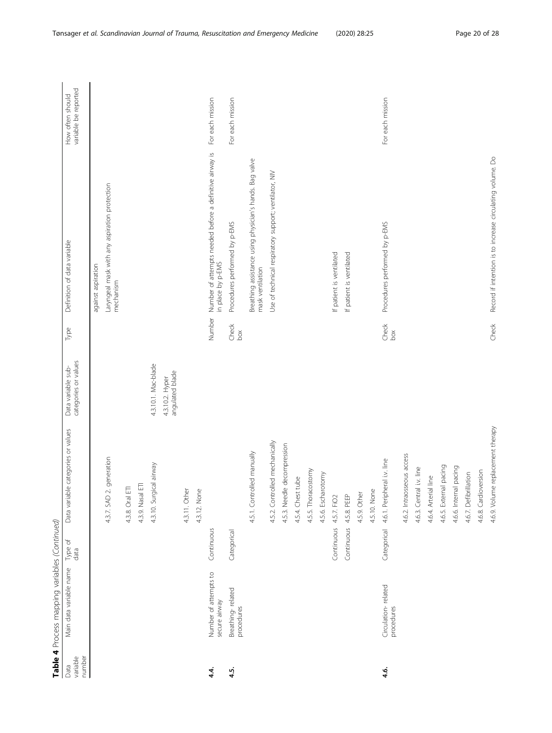**Table 4** Process mapping variables *(Continued)*

| Data variable number | Main data variable name | Type of data | Data variable categories or values | Data variable sub-categories or values | Type | Definition of data variable | How often should variable be reported |
|---|---|---|---|---|---|---|---|
| | | | | | | against aspiration | |
| | | | 4.3.7. SAD 2. generation | | | Laryngeal mask with any aspiration protection mechanism | |
| | | | 4.3.8. Oral ETI | | | | |
| | | | 4.3.9. Nasal ETI | | | | |
| | | | 4.3.10. Surgical airway | 4.3.10.1. Mac-blade | | | |
| | | | | 4.3.10.2. Hyper angulated blade | | | |
| | | | 4.3.11. Other | | | | |
| | | | 4.3.12. None | | | | |
| **4.4.** | Number of attempts to secure airway | Continuous | | | Number | Number of attempts needed before a definitive airway is in place by p-EMS | For each mission |
| **4.5.** | Breathing- related procedures | Categorical | | | Check box | Procedures performed by p-EMS | For each mission |
| | | | 4.5.1. Controlled manually | | | Breathing assistance using physician's hands. Bag valve mask ventilation | |
| | | | 4.5.2. Controlled mechanically | | | Use of technical respiratory support; ventilator, NIV | |
| | | | 4.5.3. Needle decompression | | | | |
| | | | 4.5.4. Chest tube | | | | |
| | | | 4.5.5. Thoracostomy | | | | |
| | | | 4.5.6. Escharotomy | | | | |
| | | Continuous | 4.5.7. FiO2 | | | If patient is ventilated | |
| | | Continuous | 4.5.8. PEEP | | | If patient is ventilated | |
| | | | 4.5.9. Other | | | | |
| | | | 4.5.10. None | | | | |
| **4.6.** | Circulation- related procedures | Categorical | 4.6.1. Peripheral i.v. line | | Check box | Procedures performed by p-EMS | For each mission |
| | | | 4.6.2. Intraosseous access | | | | |
| | | | 4.6.3. Central i.v. line | | | | |
| | | | 4.6.4. Arterial line | | | | |
| | | | 4.6.5. External pacing | | | | |
| | | | 4.6.6. Internal pacing | | | | |
| | | | 4.6.7. Defibrillation | | | | |
| | | | 4.6.8. Cardioversion | | | | |
| | | | 4.6.9. Volume replacement therapy | | Check | Record if intention is to increase circulating volume. Do | |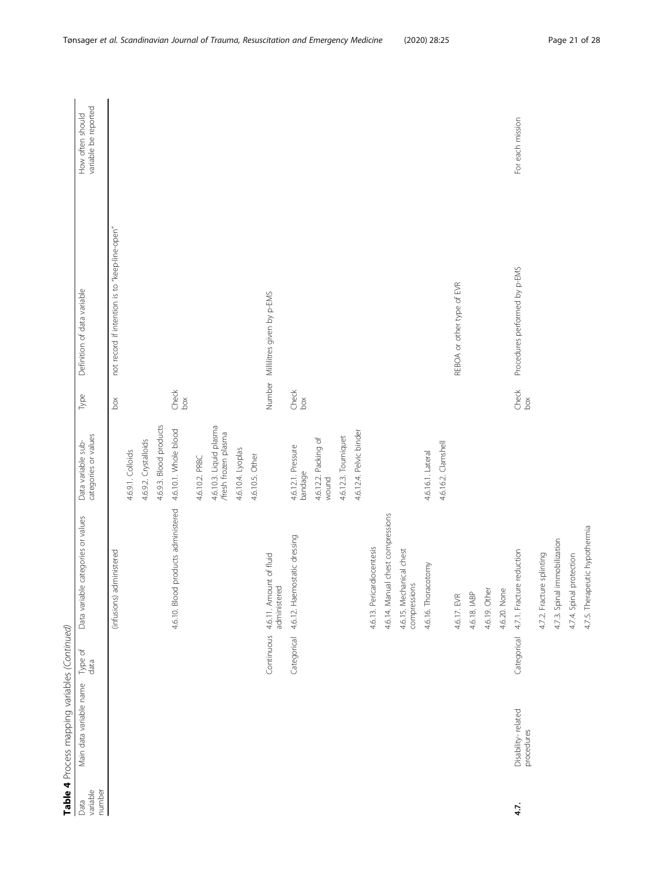**Table 4** Process mapping variables (*Continued*)

| Data variable number | Main data variable name | Type of data | Data variable categories or values | Data variable sub-categories or values | Type | Definition of data variable | How often should variable be reported |
|---|---|---|---|---|---|---|---|
| | | | (infusions) administered | | box | not record if intention is to "keep-line-open" | |
| | | | | 4.6.9.1. Colloids | | | |
| | | | | 4.6.9.2. Crystalloids | | | |
| | | | | 4.6.9.3. Blood products | | | |
| | | | 4.6.10. Blood products administered | 4.6.10.1. Whole blood | Check box | | |
| | | | | 4.6.10.2. PRBC | | | |
| | | | | 4.6.10.3. Liquid plasma /fresh frozen plasma | | | |
| | | | | 4.6.10.4. Lyoplas | | | |
| | | | | 4.6.10.5. Other | | | |
| | | Continuous | 4.6.11. Amount of fluid administered | | Number | Millilitres given by p-EMS | |
| | | Categorical | 4.6.12. Haemostatic dressing | 4.6.12.1. Pressure bandage | Check box | | |
| | | | | 4.6.12.2. Packing of wound | | | |
| | | | | 4.6.12.3. Tourniquet | | | |
| | | | | 4.6.12.4. Pelvic binder | | | |
| | | | 4.6.13. Pericardiocentesis | | | | |
| | | | 4.6.14. Manual chest compressions | | | | |
| | | | 4.6.15. Mechanical chest compressions | | | | |
| | | | 4.6.16. Thoracotomy | 4.6.16.1. Lateral | | | |
| | | | | 4.6.16.2. Clamshell | | | |
| | | | 4.6.17. EVR | | | REBOA or other type of EVR | |
| | | | 4.6.18. IABP | | | | |
| | | | 4.6.19. Other | | | | |
| | | | 4.6.20. None | | | | |
| **4.7.** | Disability- related procedures | Categorical | 4.7.1. Fracture reduction | | Check box | Procedures performed by p-EMS | For each mission |
| | | | 4.7.2. Fracture splinting | | | | |
| | | | 4.7.3. Spinal immobilization | | | | |
| | | | 4.7.4. Spinal protection | | | | |
| | | | 4.7.5. Therapeutic hypothermia | | | | |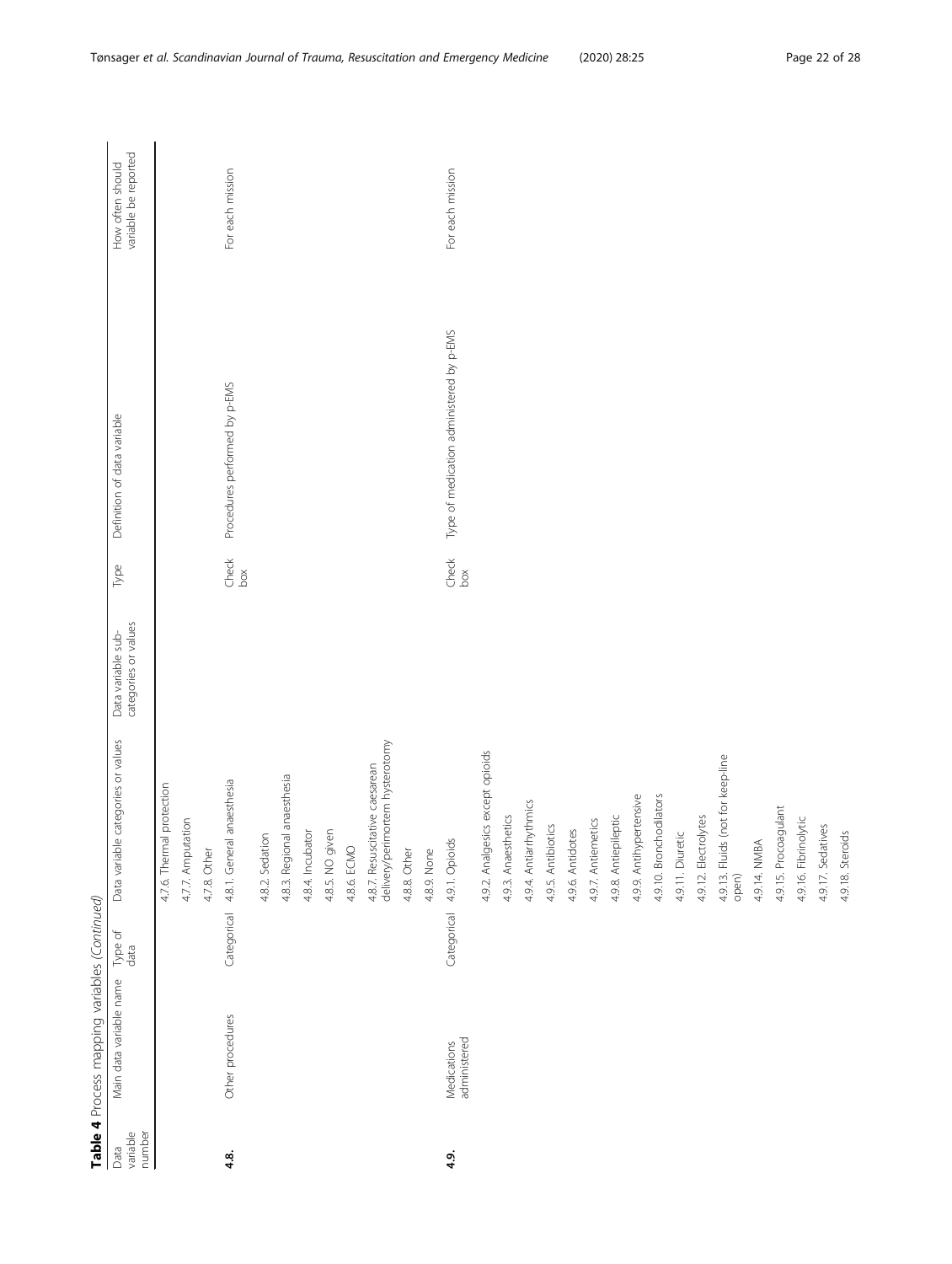**Table 4** Process mapping variables *(Continued)*

| Data variable number | Main data variable name | Type of data | Data variable categories or values | Data variable sub-categories or values | Type | Definition of data variable | How often should variable be reported |
|---|---|---|---|---|---|---|---|
| | | | 4.7.6. Thermal protection | | | | |
| | | | 4.7.7. Amputation | | | | |
| | | | 4.7.8. Other | | | | |
| **4.8.** | Other procedures | Categorical | 4.8.1. General anaesthesia | | Check box | Procedures performed by p-EMS | For each mission |
| | | | 4.8.2. Sedation | | | | |
| | | | 4.8.3. Regional anaesthesia | | | | |
| | | | 4.8.4. Incubator | | | | |
| | | | 4.8.5. NO given | | | | |
| | | | 4.8.6. ECMO | | | | |
| | | | 4.8.7. Resuscitative caesarean delivery/perimortem hysterotomy | | | | |
| | | | 4.8.8. Other | | | | |
| | | | 4.8.9. None | | | | |
| **4.9.** | Medications administered | Categorical | 4.9.1. Opioids | | Check box | Type of medication administered by p-EMS | For each mission |
| | | | 4.9.2. Analgesics except opioids | | | | |
| | | | 4.9.3. Anaesthetics | | | | |
| | | | 4.9.4. Antiarrhythmics | | | | |
| | | | 4.9.5. Antibiotics | | | | |
| | | | 4.9.6. Antidotes | | | | |
| | | | 4.9.7. Antiemetics | | | | |
| | | | 4.9.8. Antiepileptic | | | | |
| | | | 4.9.9. Antihypertensive | | | | |
| | | | 4.9.10. Bronchodilators | | | | |
| | | | 4.9.11. Diuretic | | | | |
| | | | 4.9.12. Electrolytes | | | | |
| | | | 4.9.13. Fluids (not for keep-line open) | | | | |
| | | | 4.9.14. NMBA | | | | |
| | | | 4.9.15. Procoagulant | | | | |
| | | | 4.9.16. Fibrinolytic | | | | |
| | | | 4.9.17. Sedatives | | | | |
| | | | 4.9.18. Steroids | | | | |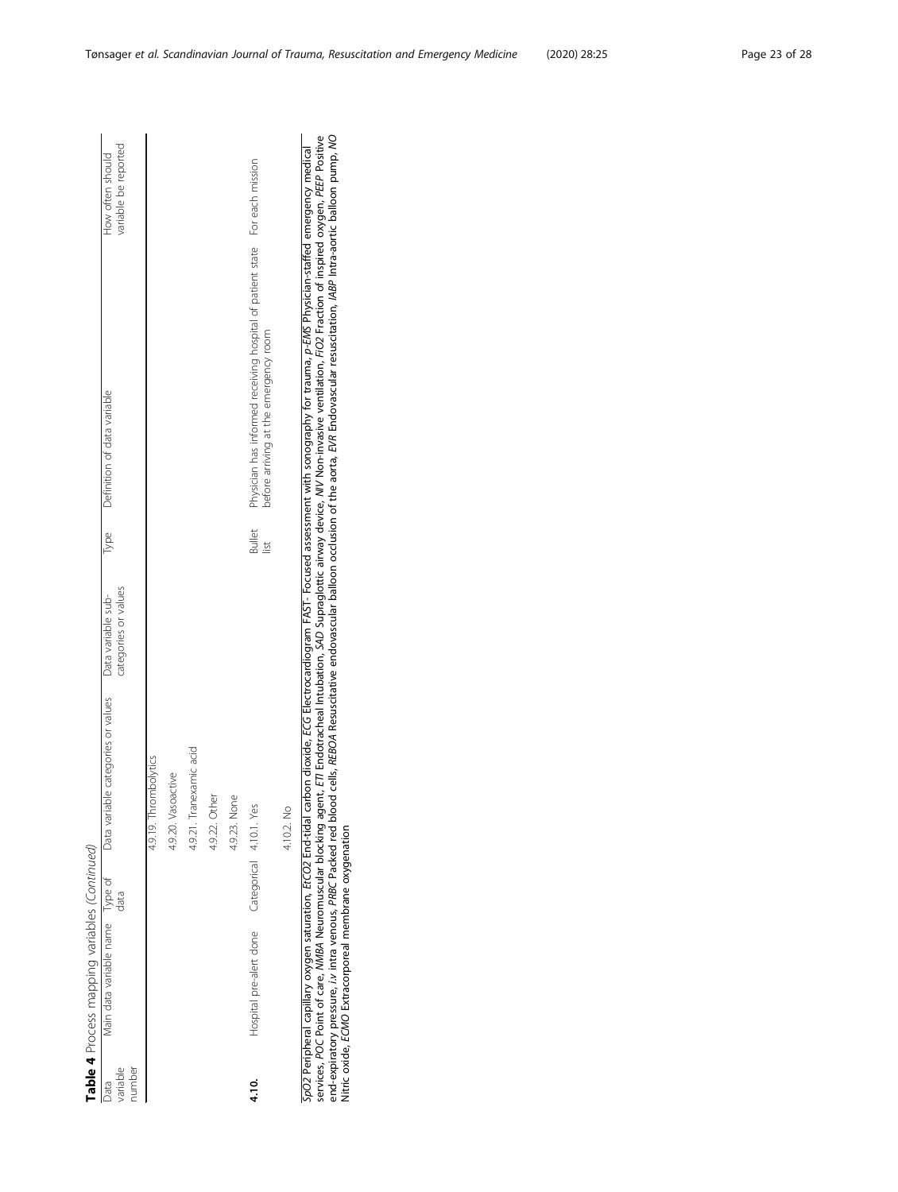**Table 4** Process mapping variables *(Continued)*

| Data variable number | Main data variable name | Type of data | Data variable categories or values | Data variable sub-categories or values | Type | Definition of data variable | How often should variable be reported |
|---|---|---|---|---|---|---|---|
| | | | 4.9.19. Thrombolytics | | | | |
| | | | 4.9.20. Vasoactive | | | | |
| | | | 4.9.21. Tranexamic acid | | | | |
| | | | 4.9.22. Other | | | | |
| | | | 4.9.23. None | | | | |
| **4.10.** | Hospital pre-alert done | Categorical | 4.10.1. Yes | | Bullet list | Physician has informed receiving hospital of patient state before arriving at the emergency room | For each mission |
| | | | 4.10.2. No | | | | |

*SpO2* Peripheral capillary oxygen saturation, *EtCO2* End-tidal carbon dioxide, *ECG* Electrocardiogram *FAST*- Focused assessment with sonography for trauma, *p-EMS* Physician-staffed emergency medical services, *POC* Point of care, *NMBA* Neuromuscular blocking agent, *ETI* Endotracheal Intubation, *SAD* Supraglottic airway device, *NIV* Non-invasive ventilation, *FiO2* Fraction of inspired oxygen, *PEEP* Positive end-expiratory pressure, *i.v* intra venous, *PRBC* Packed red blood cells, *REBOA* Resuscitative endovascular balloon occlusion of the aorta, *EVR* Endovascular resuscitation, *IABP* Intra-aortic balloon pump, *NO* Nitric oxide, *ECMO* Extracorporeal membrane oxygenation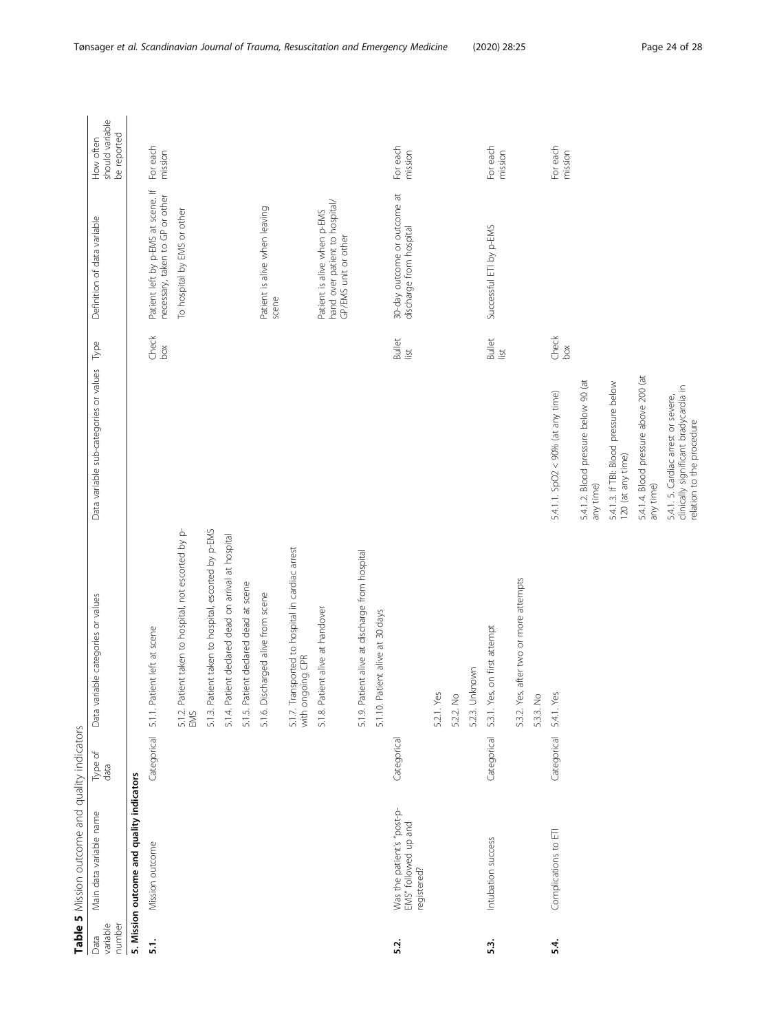**Table 5** Mission outcome and quality indicators

| Data variable number | Main data variable name | Type of data | Data variable categories or values | Data variable sub-categories or values | Type | Definition of data variable | How often should variable be reported |
|---|---|---|---|---|---|---|---|
| **5. Mission outcome and quality indicators** | | | | | | | |
| **5.1.** | Mission outcome | Categorical | 5.1.1. Patient left at scene | | Check box | Patient left by p-EMS at scene. If necessary, taken to GP or other | For each mission |
| | | | 5.1.2. Patient taken to hospital, not escorted by p-EMS | | | To hospital by EMS or other | |
| | | | 5.1.3. Patient taken to hospital, escorted by p-EMS | | | | |
| | | | 5.1.4. Patient declared dead on arrival at hospital | | | | |
| | | | 5.1.5. Patient declared dead at scene | | | | |
| | | | 5.1.6. Discharged alive from scene | | | Patient is alive when leaving scene | |
| | | | 5.1.7. Transported to hospital in cardiac arrest with ongoing CPR | | | | |
| | | | 5.1.8. Patient alive at handover | | | Patient is alive when p-EMS hand over patient to hospital/ GP/EMS unit or other | |
| | | | 5.1.9. Patient alive at discharge from hospital | | | | |
| | | | 5.1.10. Patient alive at 30 days | | | | |
| **5.2.** | Was the patient's "post-p-EMS" followed up and registered? | Categorical | | | Bullet list | 30-day outcome or outcome at discharge from hospital | For each mission |
| | | | 5.2.1. Yes | | | | |
| | | | 5.2.2. No | | | | |
| | | | 5.2.3. Unknown | | | | |
| **5.3.** | Intubation success | Categorical | 5.3.1. Yes, on first attempt | | Bullet list | Successful ETI by p-EMS | For each mission |
| | | | 5.3.2. Yes, after two or more attempts | | | | |
| | | | 5.3.3. No | | | | |
| **5.4.** | Complications to ETI | Categorical | 5.4.1. Yes | 5.4.1.1. SpO2 < 90% (at any time) | Check box | | For each mission |
| | | | | 5.4.1.2. Blood pressure below 90 (at any time) | | | |
| | | | | 5.4.1.3. If TBI: Blood pressure below 120 (at any time) | | | |
| | | | | 5.4.1.4. Blood pressure above 200 (at any time) | | | |
| | | | | 5.4.1. 5. Cardiac arrest or severe, clinically significant bradycardia in relation to the procedure | | | |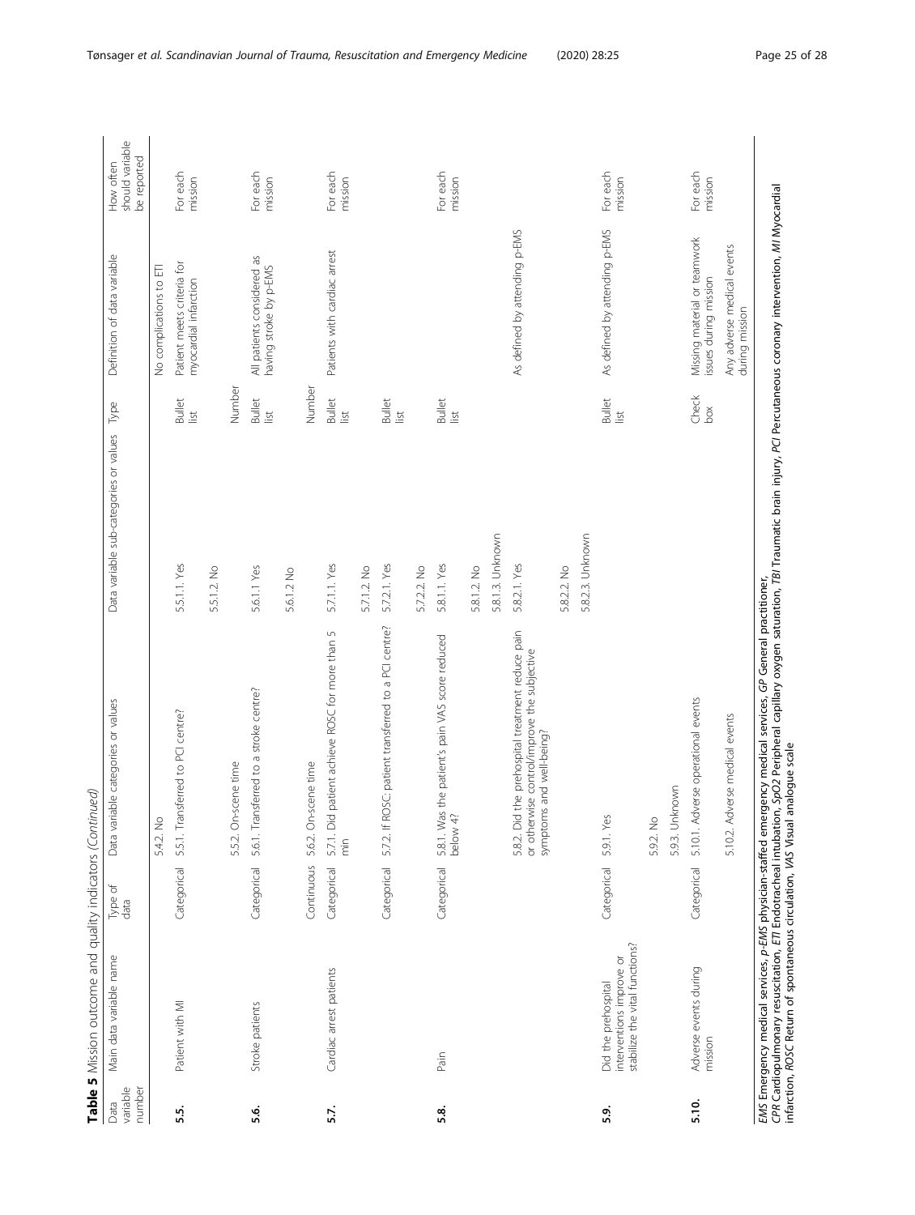**Table 5** Mission outcome and quality indicators *(Continued)*

| Data variable number | Main data variable name | Type of data | Data variable categories or values | Data variable sub-categories or values | Type | Definition of data variable | How often should variable be reported |
|---|---|---|---|---|---|---|---|
| | | | 5.4.2. No | | | No complications to ETI | |
| **5.5.** | Patient with MI | Categorical | 5.5.1. Transferred to PCI centre? | 5.5.1.1. Yes | Bullet list | Patient meets criteria for myocardial infarction | For each mission |
| | | | | 5.5.1.2. No | | | |
| | | | 5.5.2. On-scene time | | Number | | |
| **5.6.** | Stroke patients | Categorical | 5.6.1. Transferred to a stroke centre? | 5.6.1.1 Yes | Bullet list | All patients considered as having stroke by p-EMS | For each mission |
| | | | | 5.6.1.2 No | | | |
| | | Continuous | 5.6.2. On-scene time | | Number | | |
| **5.7.** | Cardiac arrest patients | Categorical | 5.7.1. Did patient achieve ROSC for more than 5 min | 5.7.1.1. Yes | Bullet list | Patients with cardiac arrest | For each mission |
| | | | | 5.7.1.2. No | | | |
| | | Categorical | 5.7.2. If ROSC: patient transferred to a PCI centre? | 5.7.2.1. Yes | Bullet list | | |
| | | | | 5.7.2.2. No | | | |
| **5.8.** | Pain | Categorical | 5.8.1. Was the patient's pain VAS score reduced below 4? | 5.8.1.1. Yes | Bullet list | | For each mission |
| | | | | 5.8.1.2. No | | | |
| | | | | 5.8.1.3. Unknown | | | |
| | | | 5.8.2. Did the prehospital treatment reduce pain or otherwise control/improve the subjective symptoms and well-being? | 5.8.2.1. Yes | | As defined by attending p-EMS | |
| | | | | 5.8.2.2. No | | | |
| | | | | 5.8.2.3. Unknown | | | |
| **5.9.** | Did the prehospital interventions improve or stabilize the vital functions? | Categorical | 5.9.1. Yes | | Bullet list | As defined by attending p-EMS | For each mission |
| | | | 5.9.2. No | | | | |
| | | | 5.9.3. Unknown | | | | |
| **5.10.** | Adverse events during mission | Categorical | 5.10.1. Adverse operational events | | Check box | Missing material or teamwork issues during mission | For each mission |
| | | | 5.10.2. Adverse medical events | | | Any adverse medical events during mission | |

*EMS* Emergency medical services, *p-EMS* physician-staffed emergency medical services, *GP* General practitioner, *CPR* Cardiopulmonary resuscitation, *ETI* Endotracheal intubation, *SpO2* Peripheral capillary oxygen saturation, *TBI* Traumatic brain injury, *PCI* Percutaneous coronary intervention, *MI* Myocardial infarction, *ROSC* Return of spontaneous circulation, *VAS* Visual analogue scale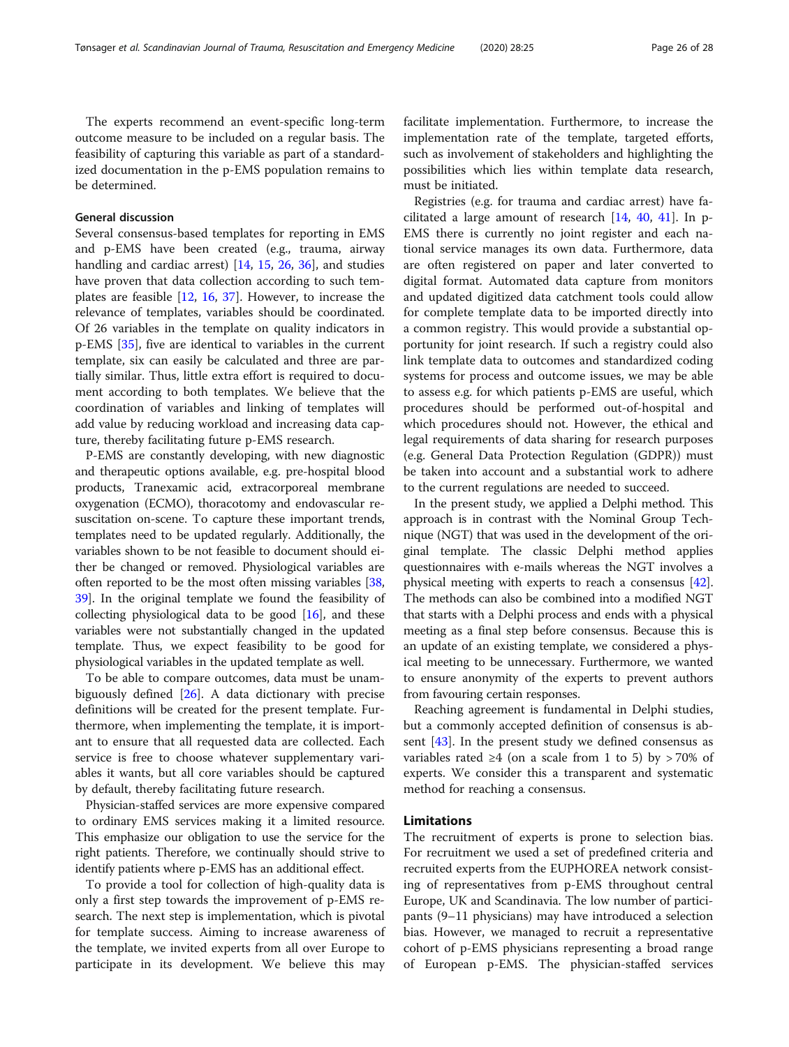The experts recommend an event-specific long-term outcome measure to be included on a regular basis. The feasibility of capturing this variable as part of a standardized documentation in the p-EMS population remains to be determined.

### General discussion

Several consensus-based templates for reporting in EMS and p-EMS have been created (e.g., trauma, airway handling and cardiac arrest) [14, 15, 26, 36], and studies have proven that data collection according to such templates are feasible [12, 16, 37]. However, to increase the relevance of templates, variables should be coordinated. Of 26 variables in the template on quality indicators in p-EMS [35], five are identical to variables in the current template, six can easily be calculated and three are partially similar. Thus, little extra effort is required to document according to both templates. We believe that the coordination of variables and linking of templates will add value by reducing workload and increasing data capture, thereby facilitating future p-EMS research.

P-EMS are constantly developing, with new diagnostic and therapeutic options available, e.g. pre-hospital blood products, Tranexamic acid, extracorporeal membrane oxygenation (ECMO), thoracotomy and endovascular resuscitation on-scene. To capture these important trends, templates need to be updated regularly. Additionally, the variables shown to be not feasible to document should either be changed or removed. Physiological variables are often reported to be the most often missing variables [38, 39]. In the original template we found the feasibility of collecting physiological data to be good [16], and these variables were not substantially changed in the updated template. Thus, we expect feasibility to be good for physiological variables in the updated template as well.

To be able to compare outcomes, data must be unambiguously defined [26]. A data dictionary with precise definitions will be created for the present template. Furthermore, when implementing the template, it is important to ensure that all requested data are collected. Each service is free to choose whatever supplementary variables it wants, but all core variables should be captured by default, thereby facilitating future research.

Physician-staffed services are more expensive compared to ordinary EMS services making it a limited resource. This emphasize our obligation to use the service for the right patients. Therefore, we continually should strive to identify patients where p-EMS has an additional effect.

To provide a tool for collection of high-quality data is only a first step towards the improvement of p-EMS research. The next step is implementation, which is pivotal for template success. Aiming to increase awareness of the template, we invited experts from all over Europe to participate in its development. We believe this may facilitate implementation. Furthermore, to increase the implementation rate of the template, targeted efforts, such as involvement of stakeholders and highlighting the possibilities which lies within template data research, must be initiated.

Registries (e.g. for trauma and cardiac arrest) have facilitated a large amount of research [14, 40, 41]. In p-EMS there is currently no joint register and each national service manages its own data. Furthermore, data are often registered on paper and later converted to digital format. Automated data capture from monitors and updated digitized data catchment tools could allow for complete template data to be imported directly into a common registry. This would provide a substantial opportunity for joint research. If such a registry could also link template data to outcomes and standardized coding systems for process and outcome issues, we may be able to assess e.g. for which patients p-EMS are useful, which procedures should be performed out-of-hospital and which procedures should not. However, the ethical and legal requirements of data sharing for research purposes (e.g. General Data Protection Regulation (GDPR)) must be taken into account and a substantial work to adhere to the current regulations are needed to succeed.

In the present study, we applied a Delphi method. This approach is in contrast with the Nominal Group Technique (NGT) that was used in the development of the original template. The classic Delphi method applies questionnaires with e-mails whereas the NGT involves a physical meeting with experts to reach a consensus [42]. The methods can also be combined into a modified NGT that starts with a Delphi process and ends with a physical meeting as a final step before consensus. Because this is an update of an existing template, we considered a physical meeting to be unnecessary. Furthermore, we wanted to ensure anonymity of the experts to prevent authors from favouring certain responses.

Reaching agreement is fundamental in Delphi studies, but a commonly accepted definition of consensus is absent [43]. In the present study we defined consensus as variables rated ≥4 (on a scale from 1 to 5) by >70% of experts. We consider this a transparent and systematic method for reaching a consensus.

## Limitations

The recruitment of experts is prone to selection bias. For recruitment we used a set of predefined criteria and recruited experts from the EUPHOREA network consisting of representatives from p-EMS throughout central Europe, UK and Scandinavia. The low number of participants (9–11 physicians) may have introduced a selection bias. However, we managed to recruit a representative cohort of p-EMS physicians representing a broad range of European p-EMS. The physician-staffed services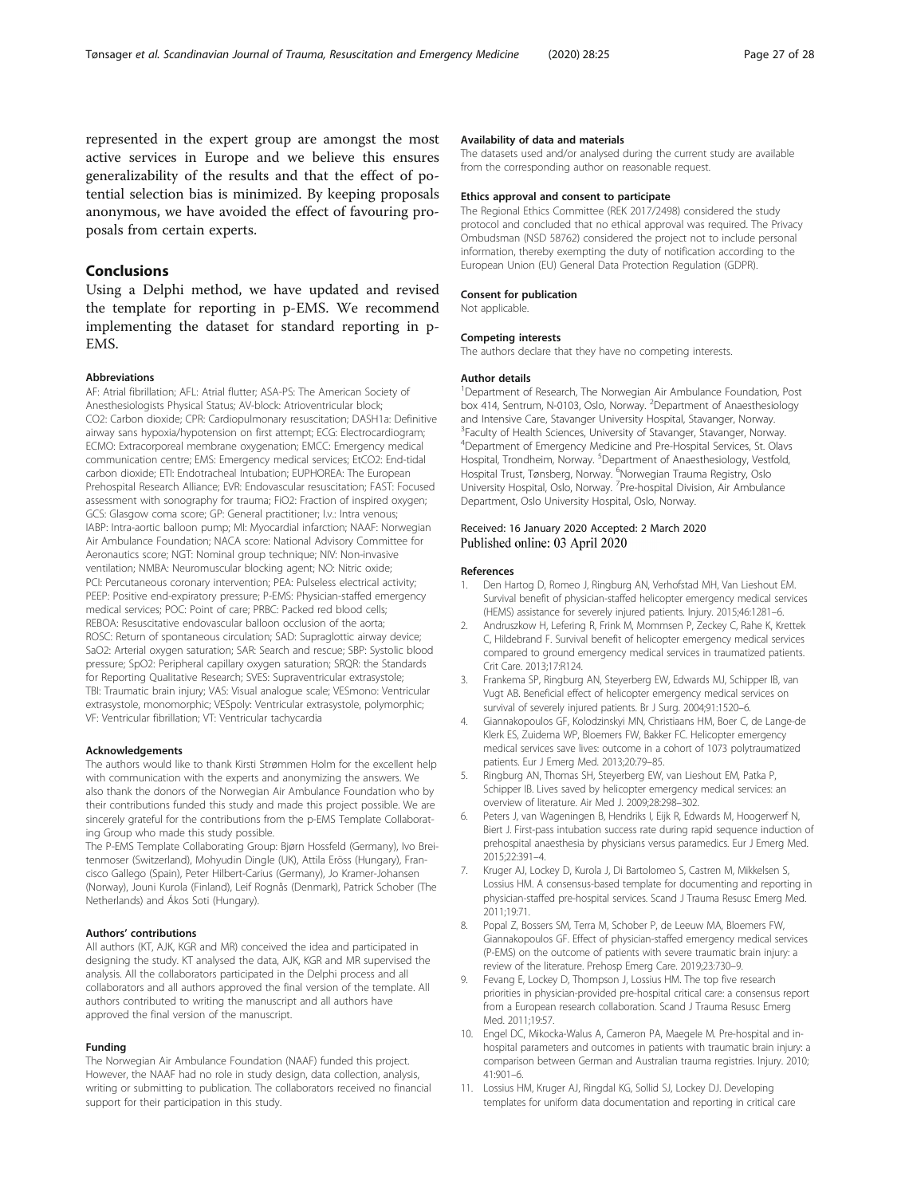represented in the expert group are amongst the most active services in Europe and we believe this ensures generalizability of the results and that the effect of potential selection bias is minimized. By keeping proposals anonymous, we have avoided the effect of favouring proposals from certain experts.

## Conclusions

Using a Delphi method, we have updated and revised the template for reporting in p-EMS. We recommend implementing the dataset for standard reporting in p-EMS.

#### Abbreviations

AF: Atrial fibrillation; AFL: Atrial flutter; ASA-PS: The American Society of Anesthesiologists Physical Status; AV-block: Atrioventricular block; CO2: Carbon dioxide; CPR: Cardiopulmonary resuscitation; DASH1a: Definitive airway sans hypoxia/hypotension on first attempt; ECG: Electrocardiogram; ECMO: Extracorporeal membrane oxygenation; EMCC: Emergency medical communication centre; EMS: Emergency medical services; EtCO2: End-tidal carbon dioxide; ETI: Endotracheal Intubation; EUPHOREA: The European Prehospital Research Alliance; EVR: Endovascular resuscitation; FAST: Focused assessment with sonography for trauma; FiO2: Fraction of inspired oxygen; GCS: Glasgow coma score; GP: General practitioner; I.v.: Intra venous; IABP: Intra-aortic balloon pump; MI: Myocardial infarction; NAAF: Norwegian Air Ambulance Foundation; NACA score: National Advisory Committee for Aeronautics score; NGT: Nominal group technique; NIV: Non-invasive ventilation; NMBA: Neuromuscular blocking agent; NO: Nitric oxide; PCI: Percutaneous coronary intervention; PEA: Pulseless electrical activity; PEEP: Positive end-expiratory pressure; P-EMS: Physician-staffed emergency medical services; POC: Point of care; PRBC: Packed red blood cells; REBOA: Resuscitative endovascular balloon occlusion of the aorta; ROSC: Return of spontaneous circulation; SAD: Supraglottic airway device; SaO2: Arterial oxygen saturation; SAR: Search and rescue; SBP: Systolic blood pressure; SpO2: Peripheral capillary oxygen saturation; SRQR: the Standards for Reporting Qualitative Research; SVES: Supraventricular extrasystole; TBI: Traumatic brain injury; VAS: Visual analogue scale; VESmono: Ventricular extrasystole, monomorphic; VESpoly: Ventricular extrasystole, polymorphic; VF: Ventricular fibrillation; VT: Ventricular tachycardia

#### Acknowledgements

The authors would like to thank Kirsti Strømmen Holm for the excellent help with communication with the experts and anonymizing the answers. We also thank the donors of the Norwegian Air Ambulance Foundation who by their contributions funded this study and made this project possible. We are sincerely grateful for the contributions from the p-EMS Template Collaborating Group who made this study possible.

The P-EMS Template Collaborating Group: Bjørn Hossfeld (Germany), Ivo Breitenmoser (Switzerland), Mohyudin Dingle (UK), Attila Eröss (Hungary), Francisco Gallego (Spain), Peter Hilbert-Carius (Germany), Jo Kramer-Johansen (Norway), Jouni Kurola (Finland), Leif Rognås (Denmark), Patrick Schober (The Netherlands) and Ákos Soti (Hungary).

#### Authors' contributions

All authors (KT, AJK, KGR and MR) conceived the idea and participated in designing the study. KT analysed the data, AJK, KGR and MR supervised the analysis. All the collaborators participated in the Delphi process and all collaborators and all authors approved the final version of the template. All authors contributed to writing the manuscript and all authors have approved the final version of the manuscript.

#### Funding

The Norwegian Air Ambulance Foundation (NAAF) funded this project. However, the NAAF had no role in study design, data collection, analysis, writing or submitting to publication. The collaborators received no financial support for their participation in this study.

#### Availability of data and materials

The datasets used and/or analysed during the current study are available from the corresponding author on reasonable request.

#### Ethics approval and consent to participate

The Regional Ethics Committee (REK 2017/2498) considered the study protocol and concluded that no ethical approval was required. The Privacy Ombudsman (NSD 58762) considered the project not to include personal information, thereby exempting the duty of notification according to the European Union (EU) General Data Protection Regulation (GDPR).

#### Consent for publication

Not applicable.

#### Competing interests

The authors declare that they have no competing interests.

#### Author details

[1]Department of Research, The Norwegian Air Ambulance Foundation, Post box 414, Sentrum, N-0103, Oslo, Norway. [2]Department of Anaesthesiology and Intensive Care, Stavanger University Hospital, Stavanger, Norway. [3]Faculty of Health Sciences, University of Stavanger, Stavanger, Norway. [4]Department of Emergency Medicine and Pre-Hospital Services, St. Olavs Hospital, Trondheim, Norway. [5]Department of Anaesthesiology, Vestfold, Hospital Trust, Tønsberg, Norway. [6]Norwegian Trauma Registry, Oslo University Hospital, Oslo, Norway. [7]Pre-hospital Division, Air Ambulance Department, Oslo University Hospital, Oslo, Norway.

Received: 16 January 2020 Accepted: 2 March 2020
Published online: 03 April 2020

#### References

1. Den Hartog D, Romeo J, Ringburg AN, Verhofstad MH, Van Lieshout EM. Survival benefit of physician-staffed helicopter emergency medical services (HEMS) assistance for severely injured patients. Injury. 2015;46:1281–6.
2. Andruszkow H, Lefering R, Frink M, Mommsen P, Zeckey C, Rahe K, Krettek C, Hildebrand F. Survival benefit of helicopter emergency medical services compared to ground emergency medical services in traumatized patients. Crit Care. 2013;17:R124.
3. Frankema SP, Ringburg AN, Steyerberg EW, Edwards MJ, Schipper IB, van Vugt AB. Beneficial effect of helicopter emergency medical services on survival of severely injured patients. Br J Surg. 2004;91:1520–6.
4. Giannakopoulos GF, Kolodzinskyi MN, Christiaans HM, Boer C, de Lange-de Klerk ES, Zuidema WP, Bloemers FW, Bakker FC. Helicopter emergency medical services save lives: outcome in a cohort of 1073 polytraumatized patients. Eur J Emerg Med. 2013;20:79–85.
5. Ringburg AN, Thomas SH, Steyerberg EW, van Lieshout EM, Patka P, Schipper IB. Lives saved by helicopter emergency medical services: an overview of literature. Air Med J. 2009;28:298–302.
6. Peters J, van Wageningen B, Hendriks I, Eijk R, Edwards M, Hoogerwerf N, Biert J. First-pass intubation success rate during rapid sequence induction of prehospital anaesthesia by physicians versus paramedics. Eur J Emerg Med. 2015;22:391–4.
7. Kruger AJ, Lockey D, Kurola J, Di Bartolomeo S, Castren M, Mikkelsen S, Lossius HM. A consensus-based template for documenting and reporting in physician-staffed pre-hospital services. Scand J Trauma Resusc Emerg Med. 2011;19:71.
8. Popal Z, Bossers SM, Terra M, Schober P, de Leeuw MA, Bloemers FW, Giannakopoulos GF. Effect of physician-staffed emergency medical services (P-EMS) on the outcome of patients with severe traumatic brain injury: a review of the literature. Prehosp Emerg Care. 2019;23:730–9.
9. Fevang E, Lockey D, Thompson J, Lossius HM. The top five research priorities in physician-provided pre-hospital critical care: a consensus report from a European research collaboration. Scand J Trauma Resusc Emerg Med. 2011;19:57.
10. Engel DC, Mikocka-Walus A, Cameron PA, Maegele M. Pre-hospital and in-hospital parameters and outcomes in patients with traumatic brain injury: a comparison between German and Australian trauma registries. Injury. 2010;41:901–6.
11. Lossius HM, Kruger AJ, Ringdal KG, Sollid SJ, Lockey DJ. Developing templates for uniform data documentation and reporting in critical care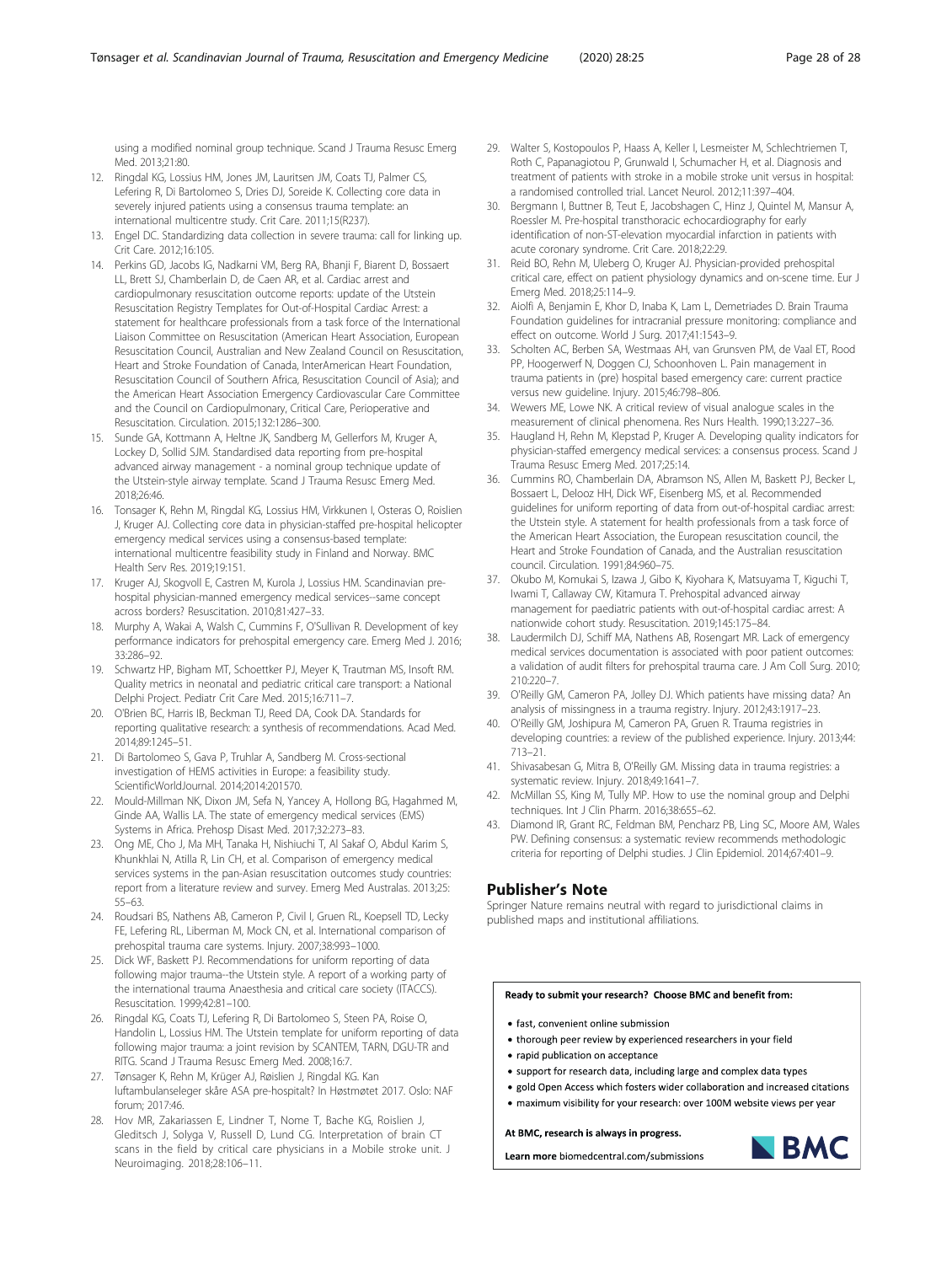using a modified nominal group technique. Scand J Trauma Resusc Emerg Med. 2013;21:80.

12. Ringdal KG, Lossius HM, Jones JM, Lauritsen JM, Coats TJ, Palmer CS, Lefering R, Di Bartolomeo S, Dries DJ, Soreide K. Collecting core data in severely injured patients using a consensus trauma template: an international multicentre study. Crit Care. 2011;15(R237).
13. Engel DC. Standardizing data collection in severe trauma: call for linking up. Crit Care. 2012;16:105.
14. Perkins GD, Jacobs IG, Nadkarni VM, Berg RA, Bhanji F, Biarent D, Bossaert LL, Brett SJ, Chamberlain D, de Caen AR, et al. Cardiac arrest and cardiopulmonary resuscitation outcome reports: update of the Utstein Resuscitation Registry Templates for Out-of-Hospital Cardiac Arrest: a statement for healthcare professionals from a task force of the International Liaison Committee on Resuscitation (American Heart Association, European Resuscitation Council, Australian and New Zealand Council on Resuscitation, Heart and Stroke Foundation of Canada, InterAmerican Heart Foundation, Resuscitation Council of Southern Africa, Resuscitation Council of Asia); and the American Heart Association Emergency Cardiovascular Care Committee and the Council on Cardiopulmonary, Critical Care, Perioperative and Resuscitation. Circulation. 2015;132:1286–300.
15. Sunde GA, Kottmann A, Heltne JK, Sandberg M, Gellerfors M, Kruger A, Lockey D, Sollid SJM. Standardised data reporting from pre-hospital advanced airway management - a nominal group technique update of the Utstein-style airway template. Scand J Trauma Resusc Emerg Med. 2018;26:46.
16. Tonsager K, Rehn M, Ringdal KG, Lossius HM, Virkkunen I, Osteras O, Roislien J, Kruger AJ. Collecting core data in physician-staffed pre-hospital helicopter emergency medical services using a consensus-based template: international multicentre feasibility study in Finland and Norway. BMC Health Serv Res. 2019;19:151.
17. Kruger AJ, Skogvoll E, Castren M, Kurola J, Lossius HM. Scandinavian pre-hospital physician-manned emergency medical services--same concept across borders? Resuscitation. 2010;81:427–33.
18. Murphy A, Wakai A, Walsh C, Cummins F, O'Sullivan R. Development of key performance indicators for prehospital emergency care. Emerg Med J. 2016; 33:286–92.
19. Schwartz HP, Bigham MT, Schoettker PJ, Meyer K, Trautman MS, Insoft RM. Quality metrics in neonatal and pediatric critical care transport: a National Delphi Project. Pediatr Crit Care Med. 2015;16:711–7.
20. O'Brien BC, Harris IB, Beckman TJ, Reed DA, Cook DA. Standards for reporting qualitative research: a synthesis of recommendations. Acad Med. 2014;89:1245–51.
21. Di Bartolomeo S, Gava P, Truhlar A, Sandberg M. Cross-sectional investigation of HEMS activities in Europe: a feasibility study. ScientificWorldJournal. 2014;2014:201570.
22. Mould-Millman NK, Dixon JM, Sefa N, Yancey A, Hollong BG, Hagahmed M, Ginde AA, Wallis LA. The state of emergency medical services (EMS) Systems in Africa. Prehosp Disast Med. 2017;32:273–83.
23. Ong ME, Cho J, Ma MH, Tanaka H, Nishiuchi T, Al Sakaf O, Abdul Karim S, Khunkhlai N, Atilla R, Lin CH, et al. Comparison of emergency medical services systems in the pan-Asian resuscitation outcomes study countries: report from a literature review and survey. Emerg Med Australas. 2013;25: 55–63.
24. Roudsari BS, Nathens AB, Cameron P, Civil I, Gruen RL, Koepsell TD, Lecky FE, Lefering RL, Liberman M, Mock CN, et al. International comparison of prehospital trauma care systems. Injury. 2007;38:993–1000.
25. Dick WF, Baskett PJ. Recommendations for uniform reporting of data following major trauma--the Utstein style. A report of a working party of the international trauma Anaesthesia and critical care society (ITACCS). Resuscitation. 1999;42:81–100.
26. Ringdal KG, Coats TJ, Lefering R, Di Bartolomeo S, Steen PA, Roise O, Handolin L, Lossius HM. The Utstein template for uniform reporting of data following major trauma: a joint revision by SCANTEM, TARN, DGU-TR and RITG. Scand J Trauma Resusc Emerg Med. 2008;16:7.
27. Tønsager K, Rehn M, Krüger AJ, Røislien J, Ringdal KG. Kan luftambulanseleger skåre ASA pre-hospitalt? In Høstmøtet 2017. Oslo: NAF forum; 2017:46.
28. Hov MR, Zakariassen E, Lindner T, Nome T, Bache KG, Roislien J, Gleditsch J, Solyga V, Russell D, Lund CG. Interpretation of brain CT scans in the field by critical care physicians in a Mobile stroke unit. J Neuroimaging. 2018;28:106–11.
29. Walter S, Kostopoulos P, Haass A, Keller I, Lesmeister M, Schlechtriemen T, Roth C, Papanagiotou P, Grunwald I, Schumacher H, et al. Diagnosis and treatment of patients with stroke in a mobile stroke unit versus in hospital: a randomised controlled trial. Lancet Neurol. 2012;11:397–404.
30. Bergmann I, Buttner B, Teut E, Jacobshagen C, Hinz J, Quintel M, Mansur A, Roessler M. Pre-hospital transthoracic echocardiography for early identification of non-ST-elevation myocardial infarction in patients with acute coronary syndrome. Crit Care. 2018;22:29.
31. Reid BO, Rehn M, Uleberg O, Kruger AJ. Physician-provided prehospital critical care, effect on patient physiology dynamics and on-scene time. Eur J Emerg Med. 2018;25:114–9.
32. Aiolfi A, Benjamin E, Khor D, Inaba K, Lam L, Demetriades D. Brain Trauma Foundation guidelines for intracranial pressure monitoring: compliance and effect on outcome. World J Surg. 2017;41:1543–9.
33. Scholten AC, Berben SA, Westmaas AH, van Grunsven PM, de Vaal ET, Rood PP, Hoogerwerf N, Doggen CJ, Schoonhoven L. Pain management in trauma patients in (pre) hospital based emergency care: current practice versus new guideline. Injury. 2015;46:798–806.
34. Wewers ME, Lowe NK. A critical review of visual analogue scales in the measurement of clinical phenomena. Res Nurs Health. 1990;13:227–36.
35. Haugland H, Rehn M, Klepstad P, Kruger A. Developing quality indicators for physician-staffed emergency medical services: a consensus process. Scand J Trauma Resusc Emerg Med. 2017;25:14.
36. Cummins RO, Chamberlain DA, Abramson NS, Allen M, Baskett PJ, Becker L, Bossaert L, Delooz HH, Dick WF, Eisenberg MS, et al. Recommended guidelines for uniform reporting of data from out-of-hospital cardiac arrest: the Utstein style. A statement for health professionals from a task force of the American Heart Association, the European resuscitation council, the Heart and Stroke Foundation of Canada, and the Australian resuscitation council. Circulation. 1991;84:960–75.
37. Okubo M, Komukai S, Izawa J, Gibo K, Kiyohara K, Matsuyama T, Kiguchi T, Iwami T, Callaway CW, Kitamura T. Prehospital advanced airway management for paediatric patients with out-of-hospital cardiac arrest: A nationwide cohort study. Resuscitation. 2019;145:175–84.
38. Laudermilch DJ, Schiff MA, Nathens AB, Rosengart MR. Lack of emergency medical services documentation is associated with poor patient outcomes: a validation of audit filters for prehospital trauma care. J Am Coll Surg. 2010; 210:220–7.
39. O'Reilly GM, Cameron PA, Jolley DJ. Which patients have missing data? An analysis of missingness in a trauma registry. Injury. 2012;43:1917–23.
40. O'Reilly GM, Joshipura M, Cameron PA, Gruen R. Trauma registries in developing countries: a review of the published experience. Injury. 2013;44: 713–21.
41. Shivasabesan G, Mitra B, O'Reilly GM. Missing data in trauma registries: a systematic review. Injury. 2018;49:1641–7.
42. McMillan SS, King M, Tully MP. How to use the nominal group and Delphi techniques. Int J Clin Pharm. 2016;38:655–62.
43. Diamond IR, Grant RC, Feldman BM, Pencharz PB, Ling SC, Moore AM, Wales PW. Defining consensus: a systematic review recommends methodologic criteria for reporting of Delphi studies. J Clin Epidemiol. 2014;67:401–9.

## Publisher's Note

Springer Nature remains neutral with regard to jurisdictional claims in published maps and institutional affiliations.

**Ready to submit your research? Choose BMC and benefit from:**

- fast, convenient online submission
- thorough peer review by experienced researchers in your field
- rapid publication on acceptance
- support for research data, including large and complex data types
- gold Open Access which fosters wider collaboration and increased citations
- maximum visibility for your research: over 100M website views per year

**At BMC, research is always in progress.**

**Learn more** biomedcentral.com/submissions

BMC